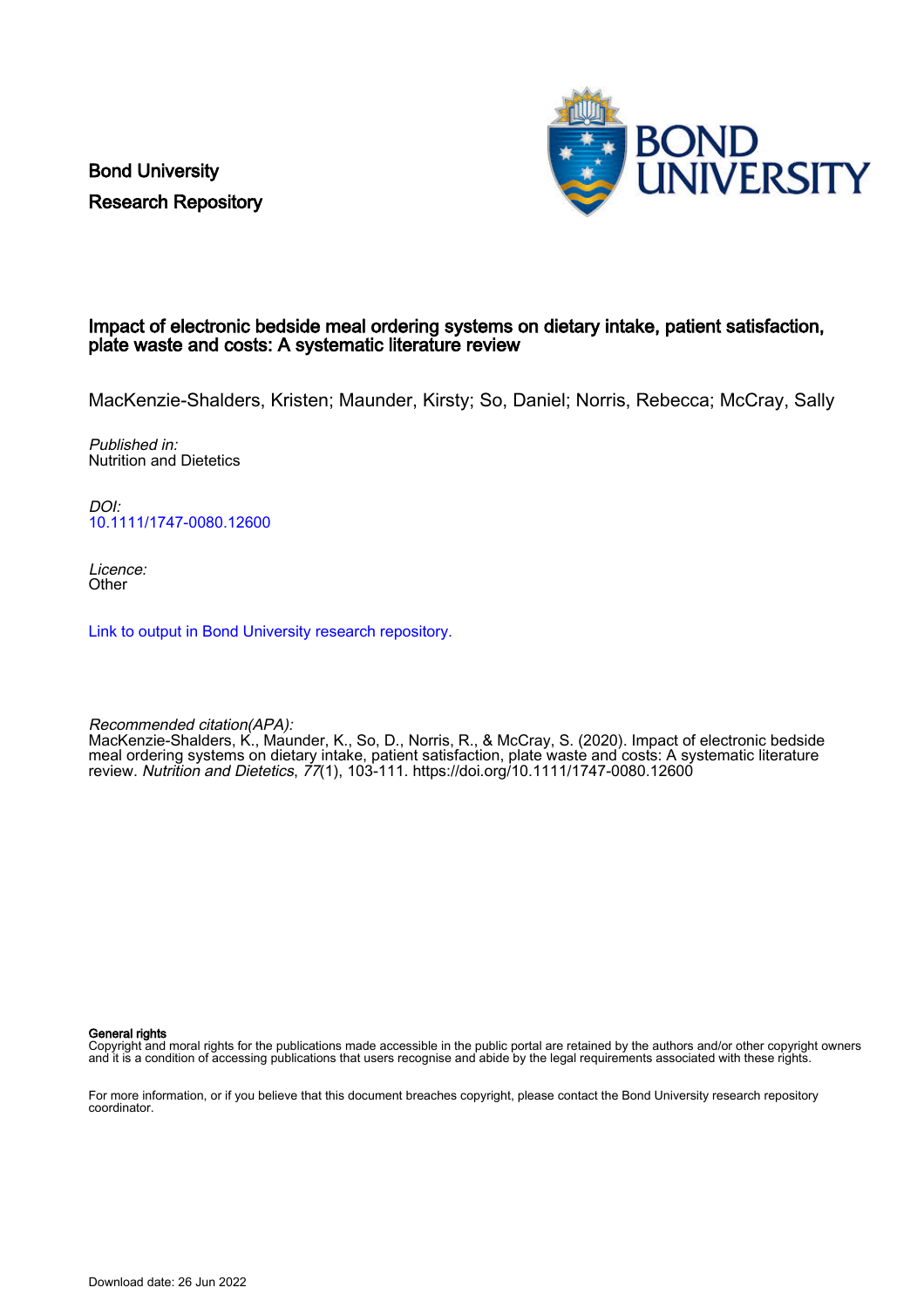Bond University
Research Repository

# Impact of electronic bedside meal ordering systems on dietary intake, patient satisfaction, plate waste and costs: A systematic literature review

MacKenzie-Shalders, Kristen; Maunder, Kirsty; So, Daniel; Norris, Rebecca; McCray, Sally

*Published in:*
Nutrition and Dietetics

*DOI:*
10.1111/1747-0080.12600

*Licence:*
Other

Link to output in Bond University research repository.

*Recommended citation(APA):*
MacKenzie-Shalders, K., Maunder, K., So, D., Norris, R., & McCray, S. (2020). Impact of electronic bedside meal ordering systems on dietary intake, patient satisfaction, plate waste and costs: A systematic literature review. *Nutrition and Dietetics*, *77*(1), 103-111. https://doi.org/10.1111/1747-0080.12600

**General rights**
Copyright and moral rights for the publications made accessible in the public portal are retained by the authors and/or other copyright owners and it is a condition of accessing publications that users recognise and abide by the legal requirements associated with these rights.

For more information, or if you believe that this document breaches copyright, please contact the Bond University research repository coordinator.

Download date: 26 Jun 2022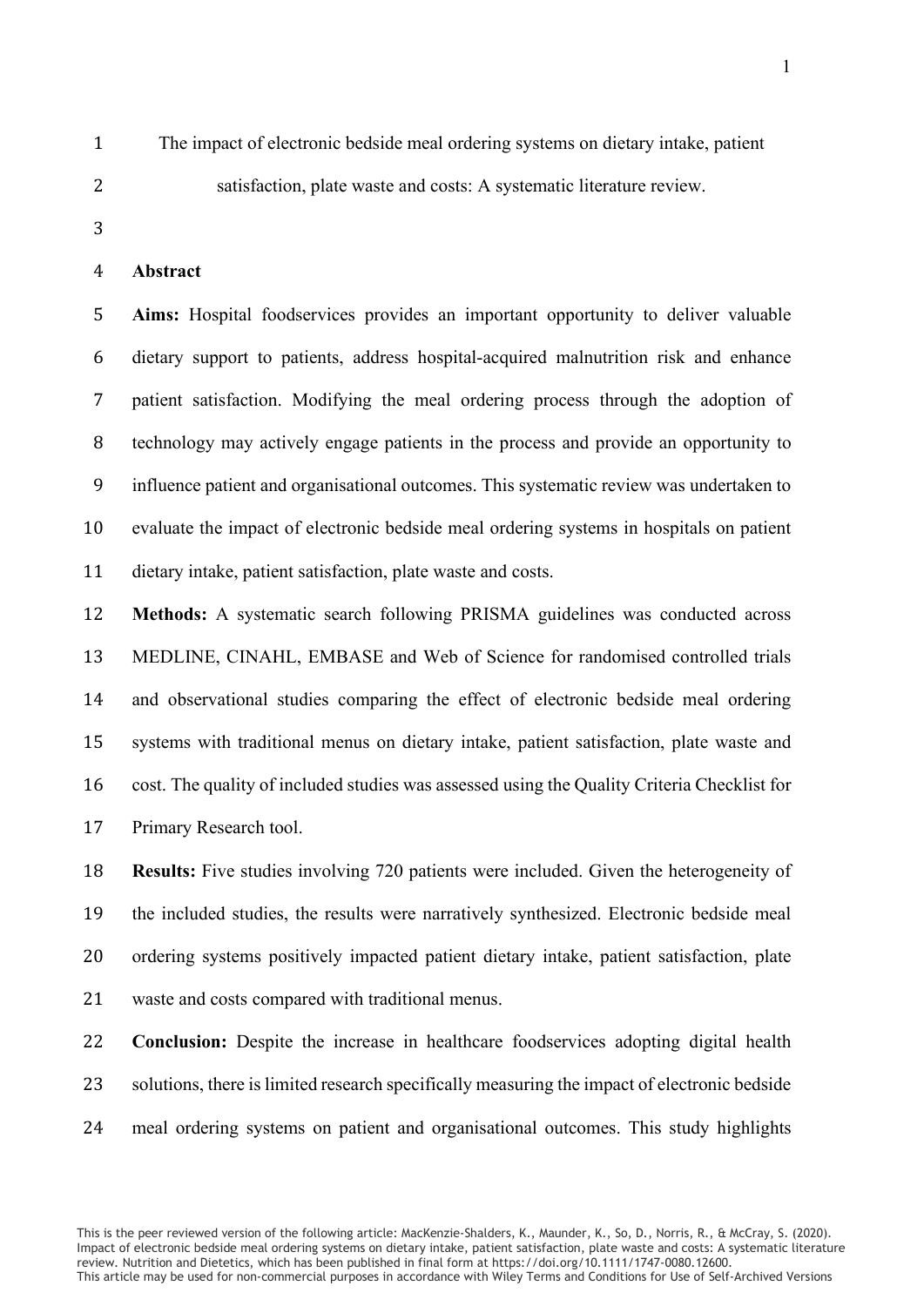The impact of electronic bedside meal ordering systems on dietary intake, patient satisfaction, plate waste and costs: A systematic literature review.

## Abstract

**Aims:** Hospital foodservices provides an important opportunity to deliver valuable dietary support to patients, address hospital-acquired malnutrition risk and enhance patient satisfaction. Modifying the meal ordering process through the adoption of technology may actively engage patients in the process and provide an opportunity to influence patient and organisational outcomes. This systematic review was undertaken to evaluate the impact of electronic bedside meal ordering systems in hospitals on patient dietary intake, patient satisfaction, plate waste and costs.

**Methods:** A systematic search following PRISMA guidelines was conducted across MEDLINE, CINAHL, EMBASE and Web of Science for randomised controlled trials and observational studies comparing the effect of electronic bedside meal ordering systems with traditional menus on dietary intake, patient satisfaction, plate waste and cost. The quality of included studies was assessed using the Quality Criteria Checklist for Primary Research tool.

**Results:** Five studies involving 720 patients were included. Given the heterogeneity of the included studies, the results were narratively synthesized. Electronic bedside meal ordering systems positively impacted patient dietary intake, patient satisfaction, plate waste and costs compared with traditional menus.

**Conclusion:** Despite the increase in healthcare foodservices adopting digital health solutions, there is limited research specifically measuring the impact of electronic bedside meal ordering systems on patient and organisational outcomes. This study highlights

This is the peer reviewed version of the following article: MacKenzie-Shalders, K., Maunder, K., So, D., Norris, R., & McCray, S. (2020). Impact of electronic bedside meal ordering systems on dietary intake, patient satisfaction, plate waste and costs: A systematic literature review. Nutrition and Dietetics, which has been published in final form at https://doi.org/10.1111/1747-0080.12600.
This article may be used for non-commercial purposes in accordance with Wiley Terms and Conditions for Use of Self-Archived Versions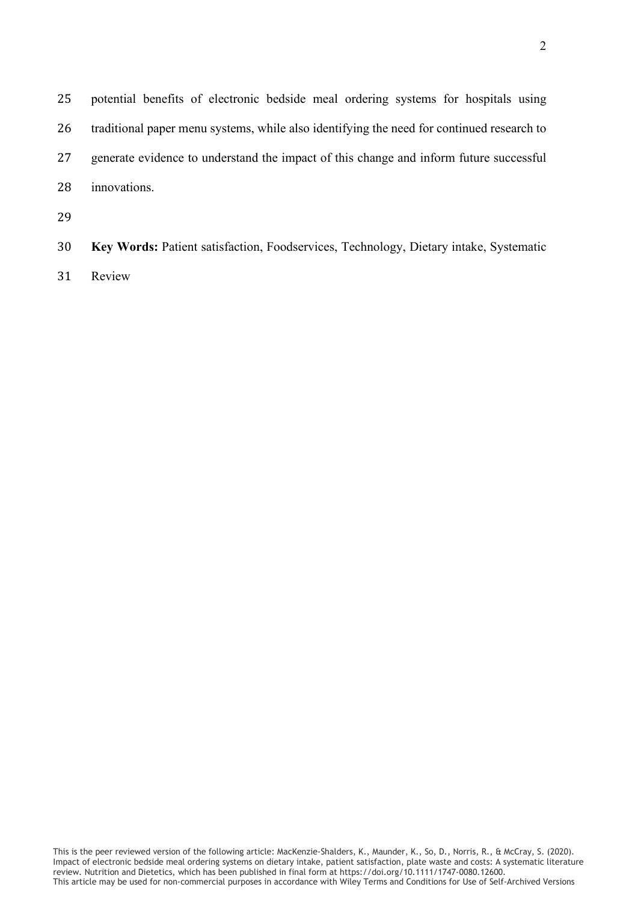potential benefits of electronic bedside meal ordering systems for hospitals using traditional paper menu systems, while also identifying the need for continued research to generate evidence to understand the impact of this change and inform future successful innovations.

**Key Words:** Patient satisfaction, Foodservices, Technology, Dietary intake, Systematic Review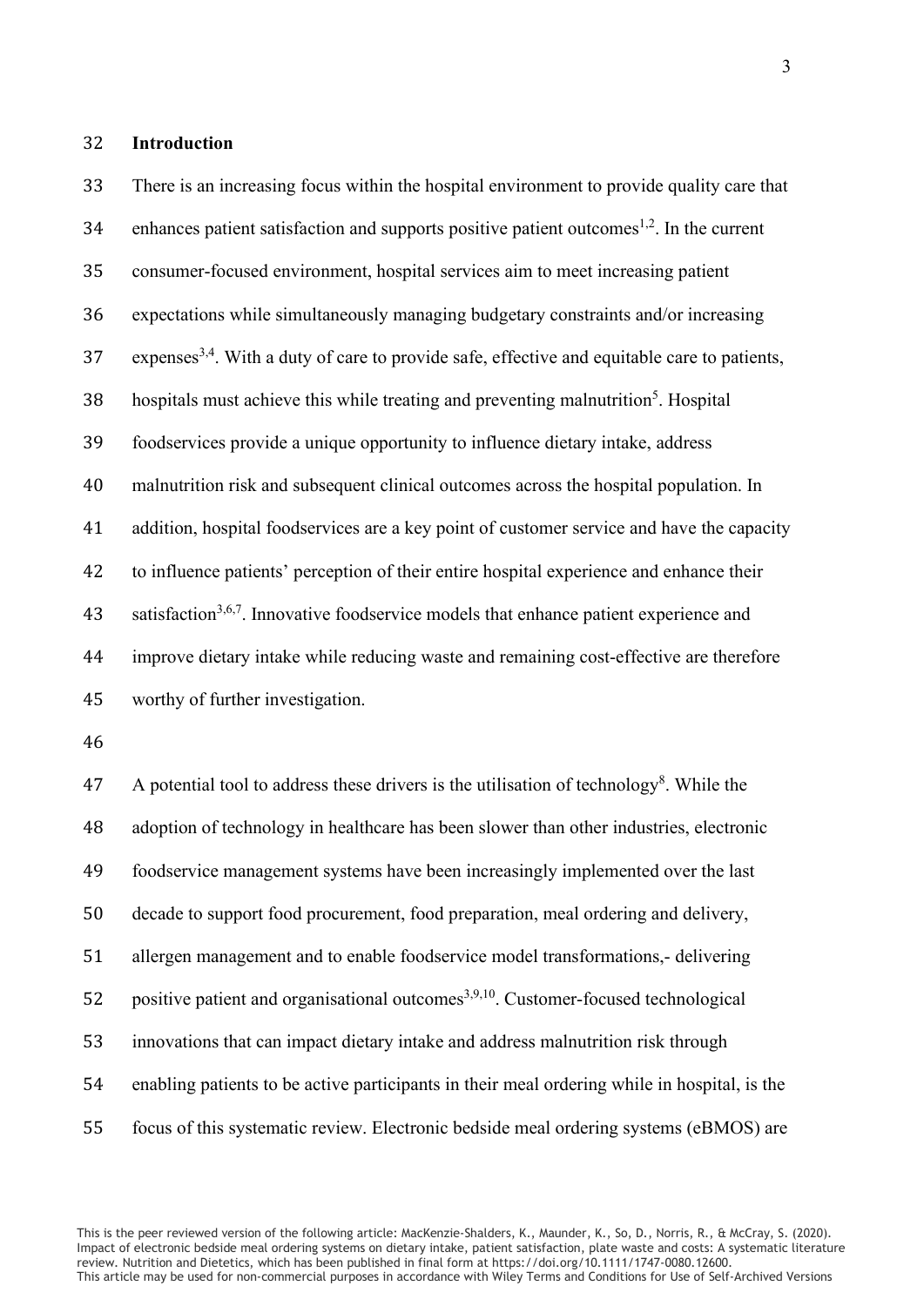## Introduction

There is an increasing focus within the hospital environment to provide quality care that enhances patient satisfaction and supports positive patient outcomes[1,2]. In the current consumer-focused environment, hospital services aim to meet increasing patient expectations while simultaneously managing budgetary constraints and/or increasing expenses[3,4]. With a duty of care to provide safe, effective and equitable care to patients, hospitals must achieve this while treating and preventing malnutrition[5]. Hospital foodservices provide a unique opportunity to influence dietary intake, address malnutrition risk and subsequent clinical outcomes across the hospital population. In addition, hospital foodservices are a key point of customer service and have the capacity to influence patients' perception of their entire hospital experience and enhance their satisfaction[3,6,7]. Innovative foodservice models that enhance patient experience and improve dietary intake while reducing waste and remaining cost-effective are therefore worthy of further investigation.

A potential tool to address these drivers is the utilisation of technology[8]. While the adoption of technology in healthcare has been slower than other industries, electronic foodservice management systems have been increasingly implemented over the last decade to support food procurement, food preparation, meal ordering and delivery, allergen management and to enable foodservice model transformations,- delivering positive patient and organisational outcomes[3,9,10]. Customer-focused technological innovations that can impact dietary intake and address malnutrition risk through enabling patients to be active participants in their meal ordering while in hospital, is the focus of this systematic review. Electronic bedside meal ordering systems (eBMOS) are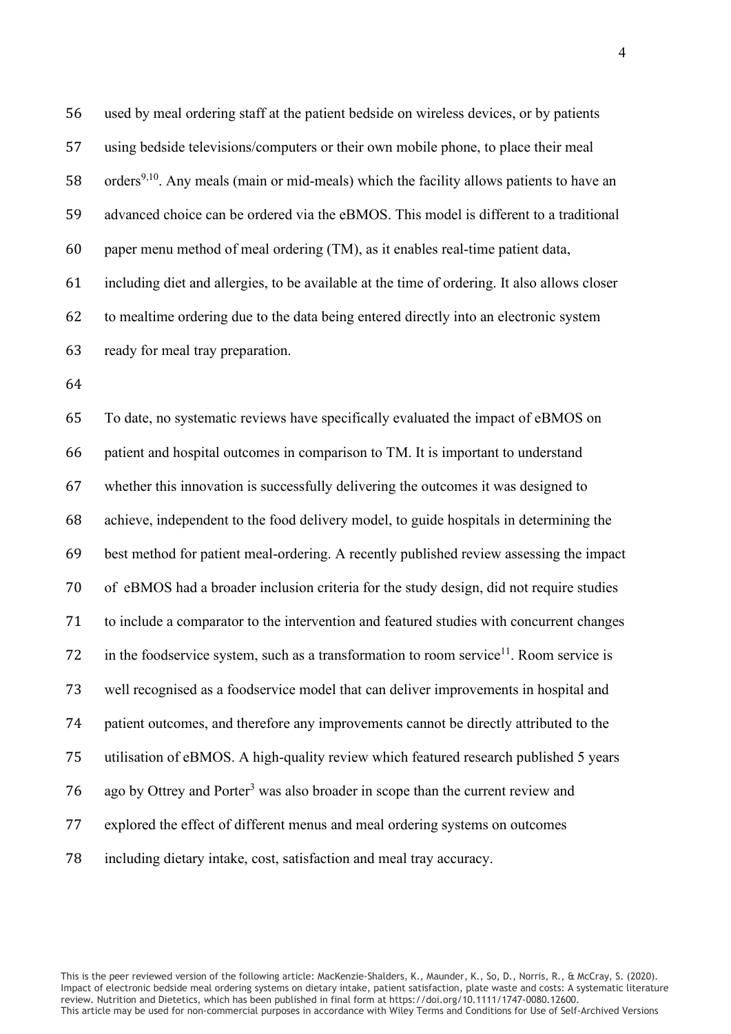used by meal ordering staff at the patient bedside on wireless devices, or by patients using bedside televisions/computers or their own mobile phone, to place their meal orders[9,10]. Any meals (main or mid-meals) which the facility allows patients to have an advanced choice can be ordered via the eBMOS. This model is different to a traditional paper menu method of meal ordering (TM), as it enables real-time patient data, including diet and allergies, to be available at the time of ordering. It also allows closer to mealtime ordering due to the data being entered directly into an electronic system ready for meal tray preparation.

To date, no systematic reviews have specifically evaluated the impact of eBMOS on patient and hospital outcomes in comparison to TM. It is important to understand whether this innovation is successfully delivering the outcomes it was designed to achieve, independent to the food delivery model, to guide hospitals in determining the best method for patient meal-ordering. A recently published review assessing the impact of eBMOS had a broader inclusion criteria for the study design, did not require studies to include a comparator to the intervention and featured studies with concurrent changes in the foodservice system, such as a transformation to room service[11]. Room service is well recognised as a foodservice model that can deliver improvements in hospital and patient outcomes, and therefore any improvements cannot be directly attributed to the utilisation of eBMOS. A high-quality review which featured research published 5 years ago by Ottrey and Porter[3] was also broader in scope than the current review and explored the effect of different menus and meal ordering systems on outcomes including dietary intake, cost, satisfaction and meal tray accuracy.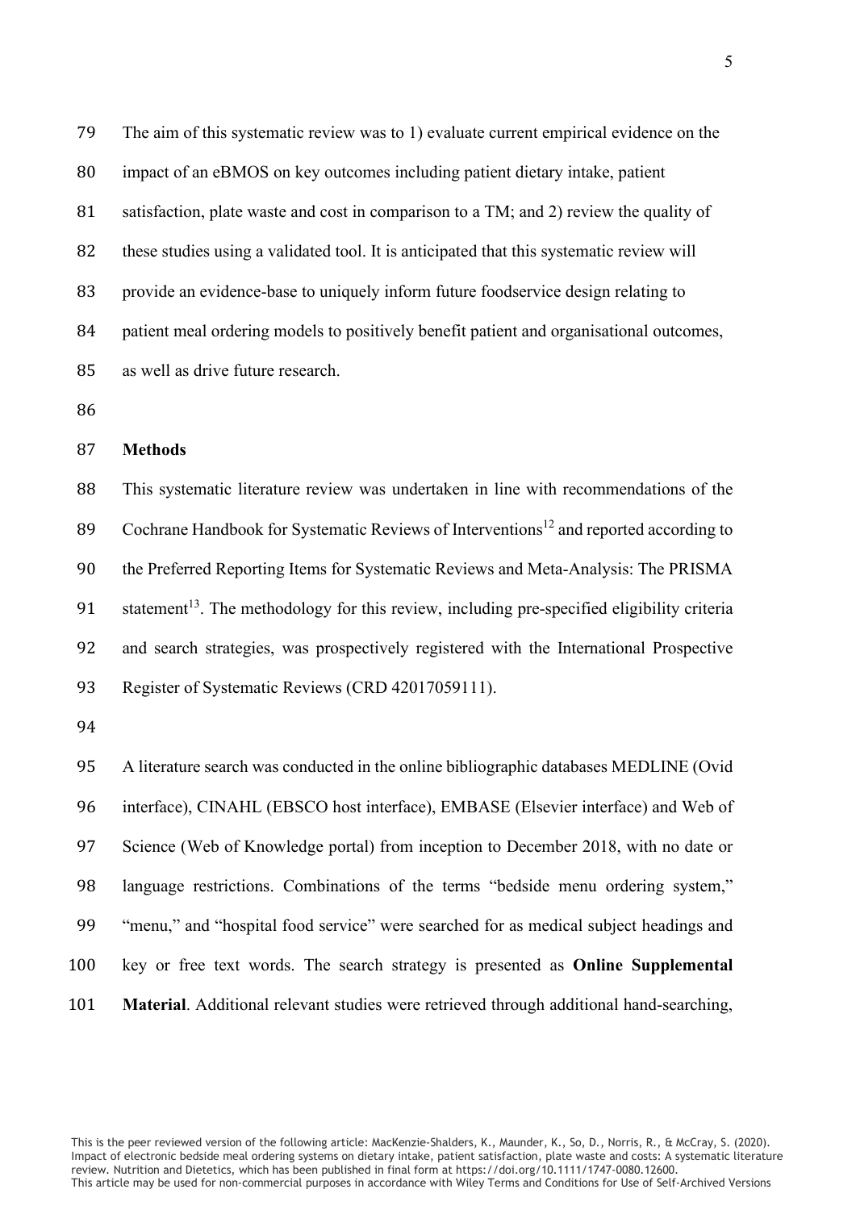The aim of this systematic review was to 1) evaluate current empirical evidence on the impact of an eBMOS on key outcomes including patient dietary intake, patient satisfaction, plate waste and cost in comparison to a TM; and 2) review the quality of these studies using a validated tool. It is anticipated that this systematic review will provide an evidence-base to uniquely inform future foodservice design relating to patient meal ordering models to positively benefit patient and organisational outcomes, as well as drive future research.

## Methods

This systematic literature review was undertaken in line with recommendations of the Cochrane Handbook for Systematic Reviews of Interventions[12] and reported according to the Preferred Reporting Items for Systematic Reviews and Meta-Analysis: The PRISMA statement[13]. The methodology for this review, including pre-specified eligibility criteria and search strategies, was prospectively registered with the International Prospective Register of Systematic Reviews (CRD 42017059111).

A literature search was conducted in the online bibliographic databases MEDLINE (Ovid interface), CINAHL (EBSCO host interface), EMBASE (Elsevier interface) and Web of Science (Web of Knowledge portal) from inception to December 2018, with no date or language restrictions. Combinations of the terms "bedside menu ordering system," "menu," and "hospital food service" were searched for as medical subject headings and key or free text words. The search strategy is presented as **Online Supplemental Material**. Additional relevant studies were retrieved through additional hand-searching,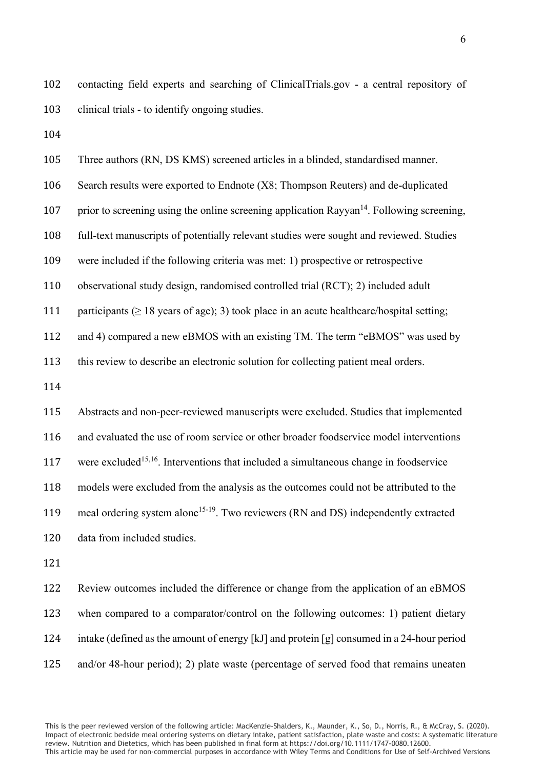contacting field experts and searching of ClinicalTrials.gov - a central repository of clinical trials - to identify ongoing studies.

Three authors (RN, DS KMS) screened articles in a blinded, standardised manner. Search results were exported to Endnote (X8; Thompson Reuters) and de-duplicated prior to screening using the online screening application Rayyan[14]. Following screening, full-text manuscripts of potentially relevant studies were sought and reviewed. Studies were included if the following criteria was met: 1) prospective or retrospective observational study design, randomised controlled trial (RCT); 2) included adult participants (≥ 18 years of age); 3) took place in an acute healthcare/hospital setting; and 4) compared a new eBMOS with an existing TM. The term "eBMOS" was used by this review to describe an electronic solution for collecting patient meal orders.

Abstracts and non-peer-reviewed manuscripts were excluded. Studies that implemented and evaluated the use of room service or other broader foodservice model interventions were excluded[15,16]. Interventions that included a simultaneous change in foodservice models were excluded from the analysis as the outcomes could not be attributed to the meal ordering system alone[15-19]. Two reviewers (RN and DS) independently extracted data from included studies.

Review outcomes included the difference or change from the application of an eBMOS when compared to a comparator/control on the following outcomes: 1) patient dietary intake (defined as the amount of energy [kJ] and protein [g] consumed in a 24-hour period and/or 48-hour period); 2) plate waste (percentage of served food that remains uneaten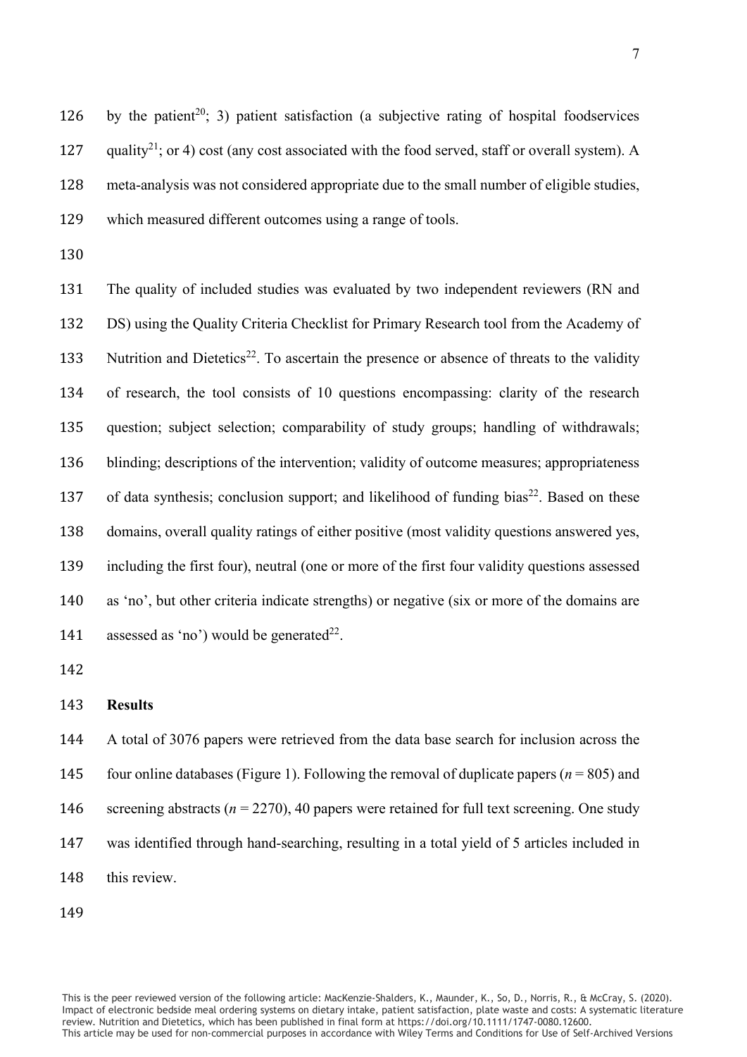by the patient[20]; 3) patient satisfaction (a subjective rating of hospital foodservices quality[21]; or 4) cost (any cost associated with the food served, staff or overall system). A meta-analysis was not considered appropriate due to the small number of eligible studies, which measured different outcomes using a range of tools.

The quality of included studies was evaluated by two independent reviewers (RN and DS) using the Quality Criteria Checklist for Primary Research tool from the Academy of Nutrition and Dietetics[22]. To ascertain the presence or absence of threats to the validity of research, the tool consists of 10 questions encompassing: clarity of the research question; subject selection; comparability of study groups; handling of withdrawals; blinding; descriptions of the intervention; validity of outcome measures; appropriateness of data synthesis; conclusion support; and likelihood of funding bias[22]. Based on these domains, overall quality ratings of either positive (most validity questions answered yes, including the first four), neutral (one or more of the first four validity questions assessed as 'no', but other criteria indicate strengths) or negative (six or more of the domains are assessed as 'no') would be generated[22].

**Results**

A total of 3076 papers were retrieved from the data base search for inclusion across the four online databases (Figure 1). Following the removal of duplicate papers ($n = 805$) and screening abstracts ($n = 2270$), 40 papers were retained for full text screening. One study was identified through hand-searching, resulting in a total yield of 5 articles included in this review.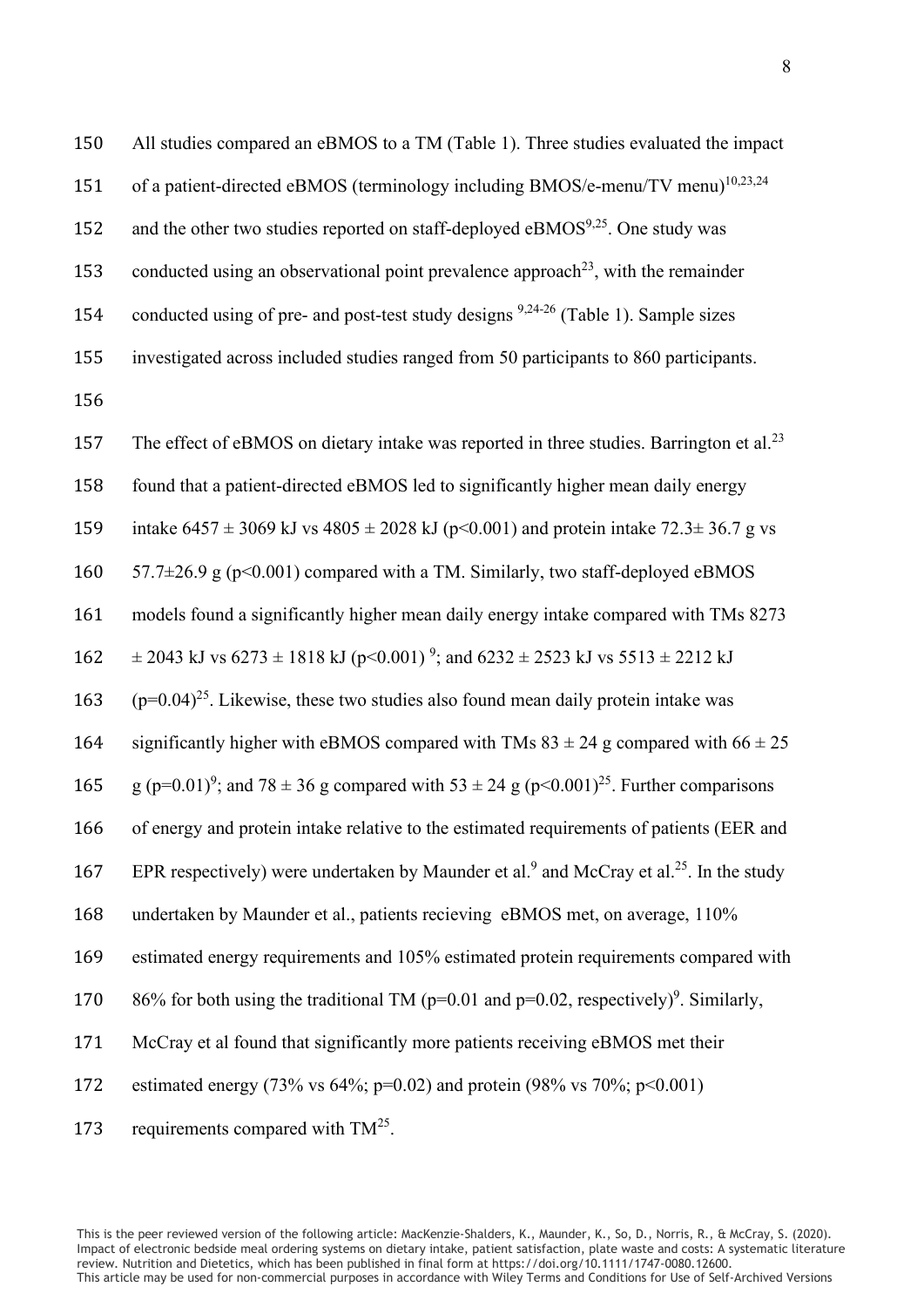All studies compared an eBMOS to a TM (Table 1). Three studies evaluated the impact of a patient-directed eBMOS (terminology including BMOS/e-menu/TV menu)[10,23,24] and the other two studies reported on staff-deployed eBMOS[9,25]. One study was conducted using an observational point prevalence approach[23], with the remainder conducted using of pre- and post-test study designs [9,24-26] (Table 1). Sample sizes investigated across included studies ranged from 50 participants to 860 participants.

The effect of eBMOS on dietary intake was reported in three studies. Barrington et al.[23] found that a patient-directed eBMOS led to significantly higher mean daily energy intake 6457 ± 3069 kJ vs 4805 ± 2028 kJ ($p<0.001$) and protein intake 72.3± 36.7 g vs 57.7±26.9 g ($p<0.001$) compared with a TM. Similarly, two staff-deployed eBMOS models found a significantly higher mean daily energy intake compared with TMs 8273 ± 2043 kJ vs 6273 ± 1818 kJ ($p<0.001$) [9]; and 6232 ± 2523 kJ vs 5513 ± 2212 kJ ($p=0.04$)[25]. Likewise, these two studies also found mean daily protein intake was significantly higher with eBMOS compared with TMs 83 ± 24 g compared with 66 ± 25 g ($p=0.01$)[9]; and 78 ± 36 g compared with 53 ± 24 g ($p<0.001$)[25]. Further comparisons of energy and protein intake relative to the estimated requirements of patients (EER and EPR respectively) were undertaken by Maunder et al.[9] and McCray et al.[25]. In the study undertaken by Maunder et al., patients recieving eBMOS met, on average, 110% estimated energy requirements and 105% estimated protein requirements compared with 86% for both using the traditional TM ($p=0.01$ and $p=0.02$, respectively)[9]. Similarly, McCray et al found that significantly more patients receiving eBMOS met their estimated energy (73% vs 64%; $p=0.02$) and protein (98% vs 70%; $p<0.001$) requirements compared with TM[25].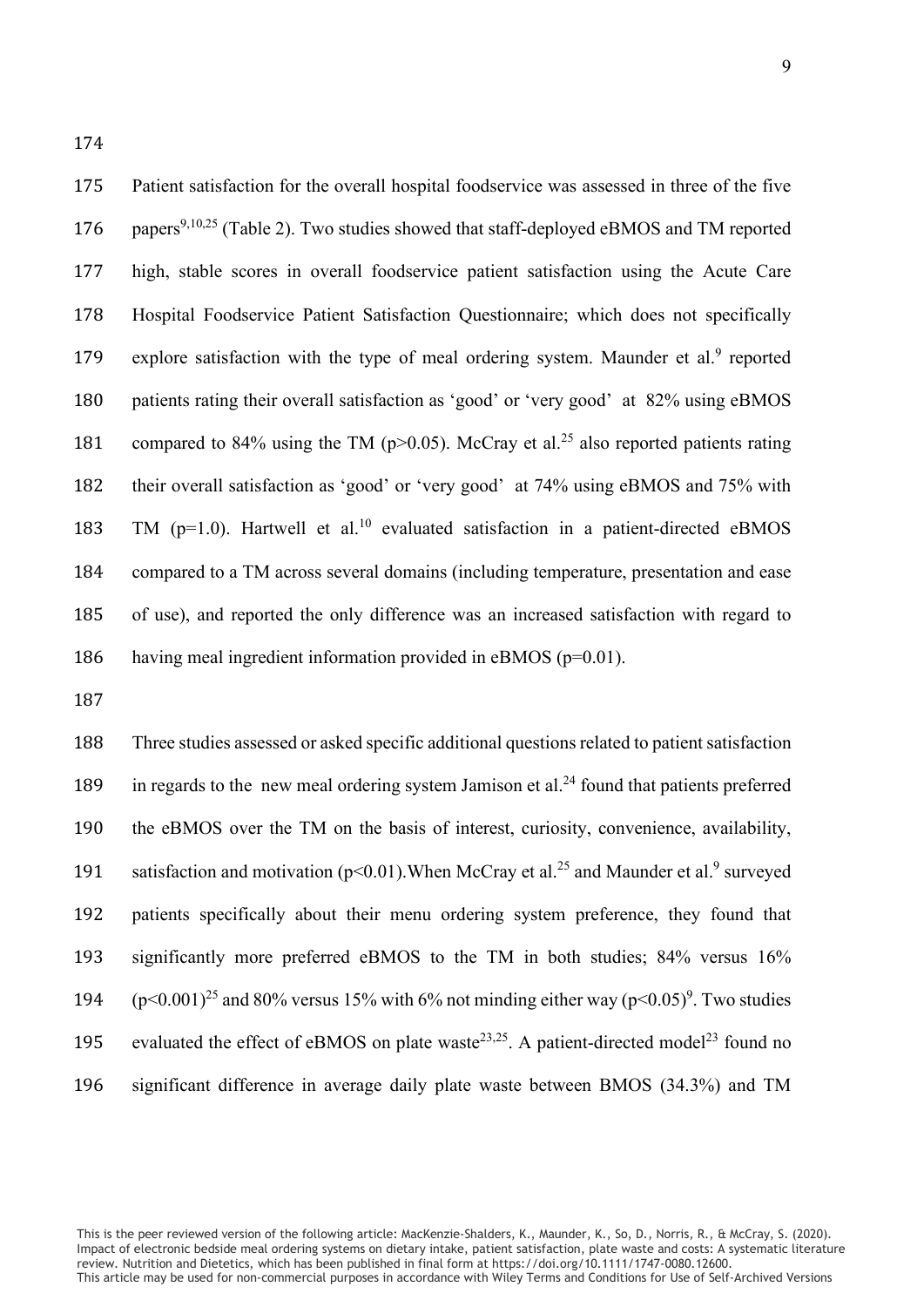Patient satisfaction for the overall hospital foodservice was assessed in three of the five papers[9,10,25] (Table 2). Two studies showed that staff-deployed eBMOS and TM reported high, stable scores in overall foodservice patient satisfaction using the Acute Care Hospital Foodservice Patient Satisfaction Questionnaire; which does not specifically explore satisfaction with the type of meal ordering system. Maunder et al.[9] reported patients rating their overall satisfaction as 'good' or 'very good' at 82% using eBMOS compared to 84% using the TM ($p>0.05$). McCray et al.[25] also reported patients rating their overall satisfaction as 'good' or 'very good' at 74% using eBMOS and 75% with TM ($p=1.0$). Hartwell et al.[10] evaluated satisfaction in a patient-directed eBMOS compared to a TM across several domains (including temperature, presentation and ease of use), and reported the only difference was an increased satisfaction with regard to having meal ingredient information provided in eBMOS ($p=0.01$).

Three studies assessed or asked specific additional questions related to patient satisfaction in regards to the new meal ordering system Jamison et al.[24] found that patients preferred the eBMOS over the TM on the basis of interest, curiosity, convenience, availability, satisfaction and motivation ($p<0.01$).When McCray et al.[25] and Maunder et al.[9] surveyed patients specifically about their menu ordering system preference, they found that significantly more preferred eBMOS to the TM in both studies; 84% versus 16% ($p<0.001$)[25] and 80% versus 15% with 6% not minding either way ($p<0.05$)[9]. Two studies evaluated the effect of eBMOS on plate waste[23,25]. A patient-directed model[23] found no significant difference in average daily plate waste between BMOS (34.3%) and TM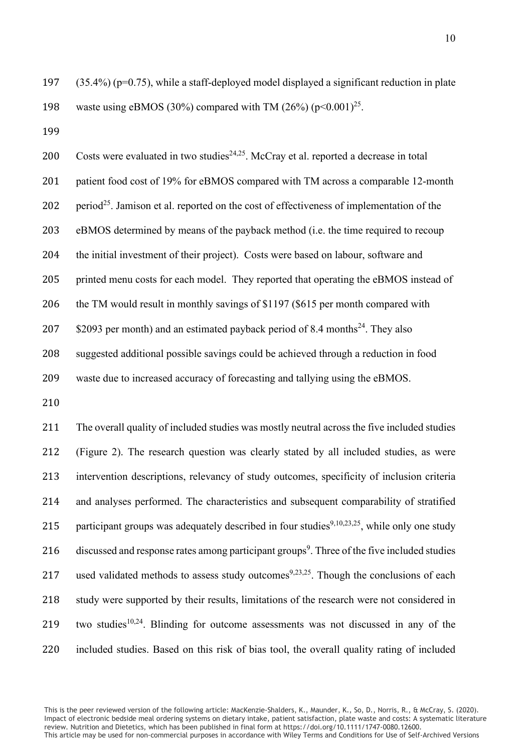(35.4%) (p=0.75), while a staff-deployed model displayed a significant reduction in plate waste using eBMOS (30%) compared with TM (26%) ($p<0.001$)[25].

Costs were evaluated in two studies[24,25]. McCray et al. reported a decrease in total patient food cost of 19% for eBMOS compared with TM across a comparable 12-month period[25]. Jamison et al. reported on the cost of effectiveness of implementation of the eBMOS determined by means of the payback method (i.e. the time required to recoup the initial investment of their project). Costs were based on labour, software and printed menu costs for each model. They reported that operating the eBMOS instead of the TM would result in monthly savings of $1197 ($615 per month compared with $2093 per month) and an estimated payback period of 8.4 months[24]. They also suggested additional possible savings could be achieved through a reduction in food waste due to increased accuracy of forecasting and tallying using the eBMOS.

The overall quality of included studies was mostly neutral across the five included studies (Figure 2). The research question was clearly stated by all included studies, as were intervention descriptions, relevancy of study outcomes, specificity of inclusion criteria and analyses performed. The characteristics and subsequent comparability of stratified participant groups was adequately described in four studies[9,10,23,25], while only one study discussed and response rates among participant groups[9]. Three of the five included studies used validated methods to assess study outcomes[9,23,25]. Though the conclusions of each study were supported by their results, limitations of the research were not considered in two studies[10,24]. Blinding for outcome assessments was not discussed in any of the included studies. Based on this risk of bias tool, the overall quality rating of included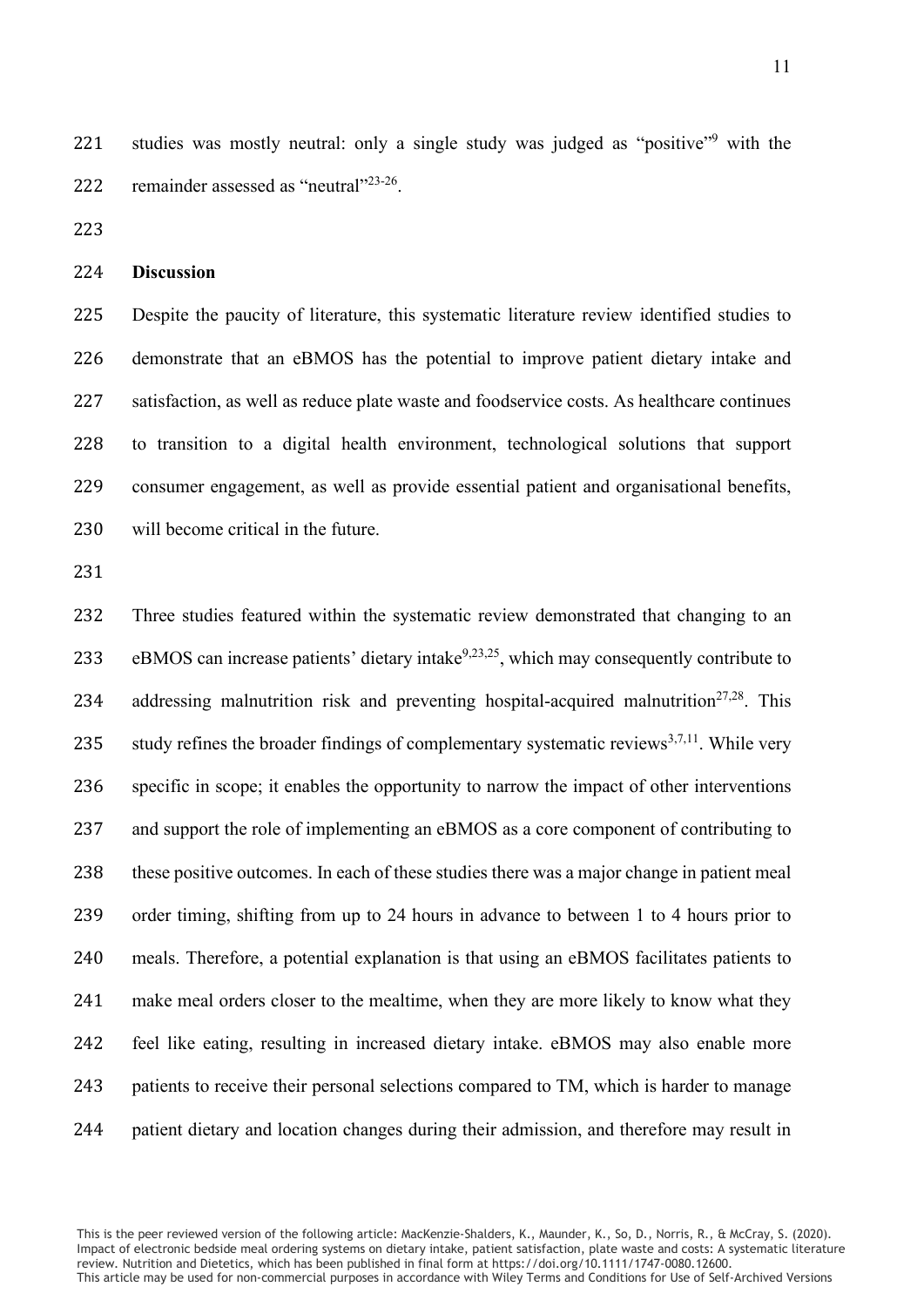studies was mostly neutral: only a single study was judged as "positive"[9] with the remainder assessed as "neutral"[23-26].

## Discussion

Despite the paucity of literature, this systematic literature review identified studies to demonstrate that an eBMOS has the potential to improve patient dietary intake and satisfaction, as well as reduce plate waste and foodservice costs. As healthcare continues to transition to a digital health environment, technological solutions that support consumer engagement, as well as provide essential patient and organisational benefits, will become critical in the future.

Three studies featured within the systematic review demonstrated that changing to an eBMOS can increase patients' dietary intake[9,23,25], which may consequently contribute to addressing malnutrition risk and preventing hospital-acquired malnutrition[27,28]. This study refines the broader findings of complementary systematic reviews[3,7,11]. While very specific in scope; it enables the opportunity to narrow the impact of other interventions and support the role of implementing an eBMOS as a core component of contributing to these positive outcomes. In each of these studies there was a major change in patient meal order timing, shifting from up to 24 hours in advance to between 1 to 4 hours prior to meals. Therefore, a potential explanation is that using an eBMOS facilitates patients to make meal orders closer to the mealtime, when they are more likely to know what they feel like eating, resulting in increased dietary intake. eBMOS may also enable more patients to receive their personal selections compared to TM, which is harder to manage patient dietary and location changes during their admission, and therefore may result in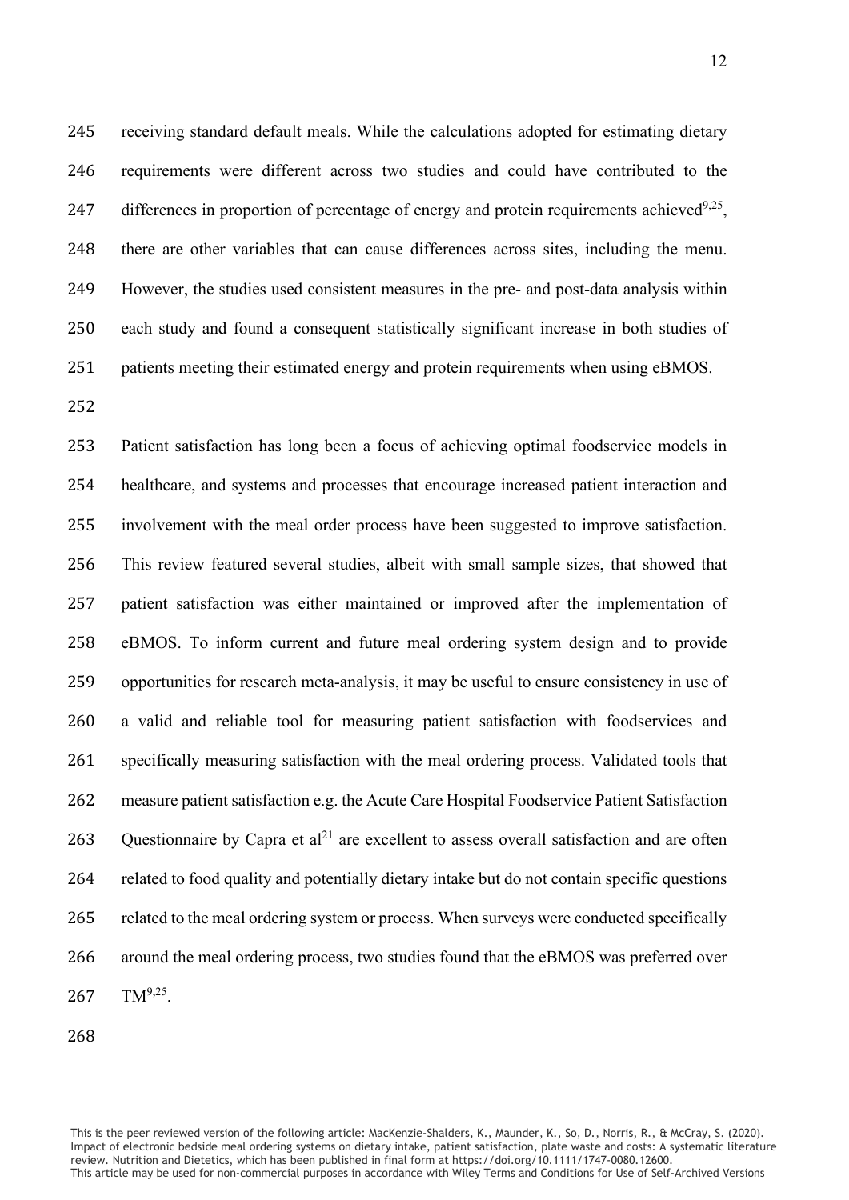receiving standard default meals. While the calculations adopted for estimating dietary requirements were different across two studies and could have contributed to the differences in proportion of percentage of energy and protein requirements achieved[9,25], there are other variables that can cause differences across sites, including the menu. However, the studies used consistent measures in the pre- and post-data analysis within each study and found a consequent statistically significant increase in both studies of patients meeting their estimated energy and protein requirements when using eBMOS.

Patient satisfaction has long been a focus of achieving optimal foodservice models in healthcare, and systems and processes that encourage increased patient interaction and involvement with the meal order process have been suggested to improve satisfaction. This review featured several studies, albeit with small sample sizes, that showed that patient satisfaction was either maintained or improved after the implementation of eBMOS. To inform current and future meal ordering system design and to provide opportunities for research meta-analysis, it may be useful to ensure consistency in use of a valid and reliable tool for measuring patient satisfaction with foodservices and specifically measuring satisfaction with the meal ordering process. Validated tools that measure patient satisfaction e.g. the Acute Care Hospital Foodservice Patient Satisfaction Questionnaire by Capra et al[21] are excellent to assess overall satisfaction and are often related to food quality and potentially dietary intake but do not contain specific questions related to the meal ordering system or process. When surveys were conducted specifically around the meal ordering process, two studies found that the eBMOS was preferred over TM[9,25].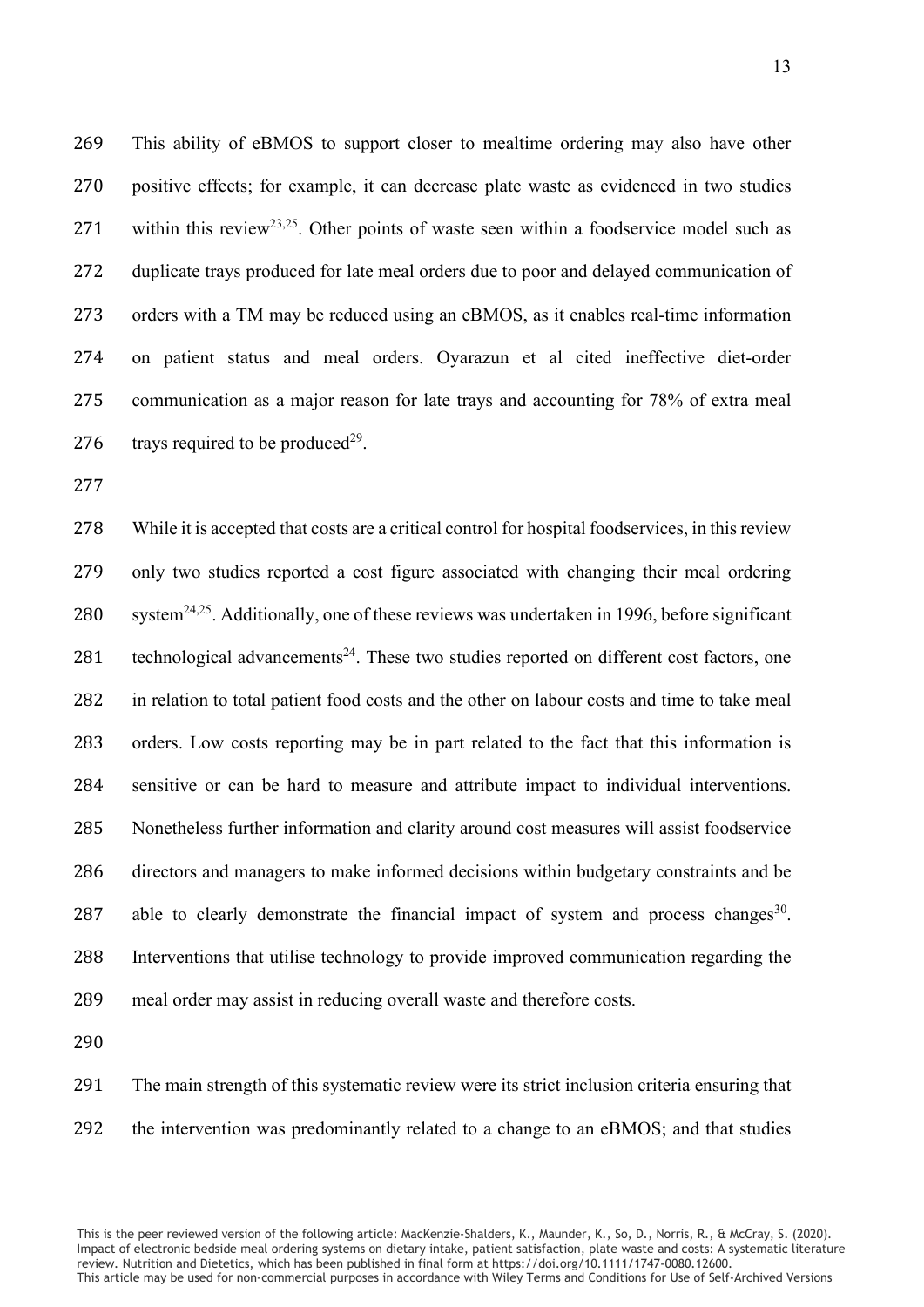This ability of eBMOS to support closer to mealtime ordering may also have other positive effects; for example, it can decrease plate waste as evidenced in two studies within this review[23,25]. Other points of waste seen within a foodservice model such as duplicate trays produced for late meal orders due to poor and delayed communication of orders with a TM may be reduced using an eBMOS, as it enables real-time information on patient status and meal orders. Oyarazun et al cited ineffective diet-order communication as a major reason for late trays and accounting for 78% of extra meal trays required to be produced[29].

While it is accepted that costs are a critical control for hospital foodservices, in this review only two studies reported a cost figure associated with changing their meal ordering system[24,25]. Additionally, one of these reviews was undertaken in 1996, before significant technological advancements[24]. These two studies reported on different cost factors, one in relation to total patient food costs and the other on labour costs and time to take meal orders. Low costs reporting may be in part related to the fact that this information is sensitive or can be hard to measure and attribute impact to individual interventions. Nonetheless further information and clarity around cost measures will assist foodservice directors and managers to make informed decisions within budgetary constraints and be able to clearly demonstrate the financial impact of system and process changes[30]. Interventions that utilise technology to provide improved communication regarding the meal order may assist in reducing overall waste and therefore costs.

The main strength of this systematic review were its strict inclusion criteria ensuring that the intervention was predominantly related to a change to an eBMOS; and that studies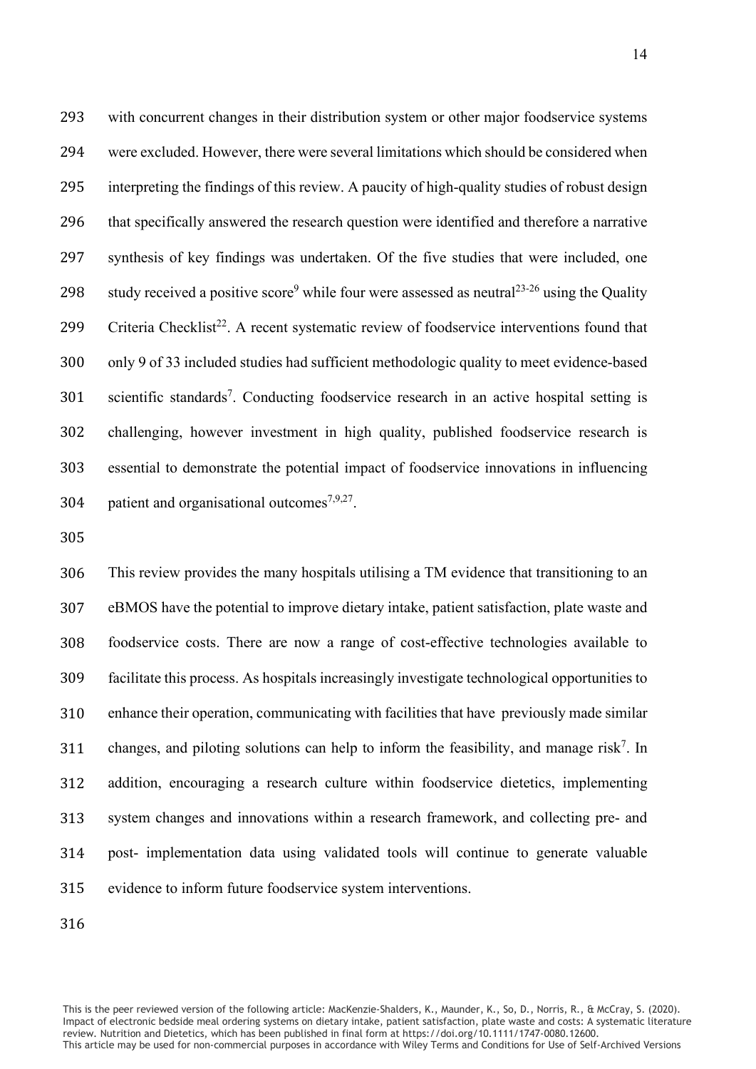with concurrent changes in their distribution system or other major foodservice systems were excluded. However, there were several limitations which should be considered when interpreting the findings of this review. A paucity of high-quality studies of robust design that specifically answered the research question were identified and therefore a narrative synthesis of key findings was undertaken. Of the five studies that were included, one study received a positive score[9] while four were assessed as neutral[23-26] using the Quality Criteria Checklist[22]. A recent systematic review of foodservice interventions found that only 9 of 33 included studies had sufficient methodologic quality to meet evidence-based scientific standards[7]. Conducting foodservice research in an active hospital setting is challenging, however investment in high quality, published foodservice research is essential to demonstrate the potential impact of foodservice innovations in influencing patient and organisational outcomes[7,9,27].

This review provides the many hospitals utilising a TM evidence that transitioning to an eBMOS have the potential to improve dietary intake, patient satisfaction, plate waste and foodservice costs. There are now a range of cost-effective technologies available to facilitate this process. As hospitals increasingly investigate technological opportunities to enhance their operation, communicating with facilities that have previously made similar changes, and piloting solutions can help to inform the feasibility, and manage risk[7]. In addition, encouraging a research culture within foodservice dietetics, implementing system changes and innovations within a research framework, and collecting pre- and post- implementation data using validated tools will continue to generate valuable evidence to inform future foodservice system interventions.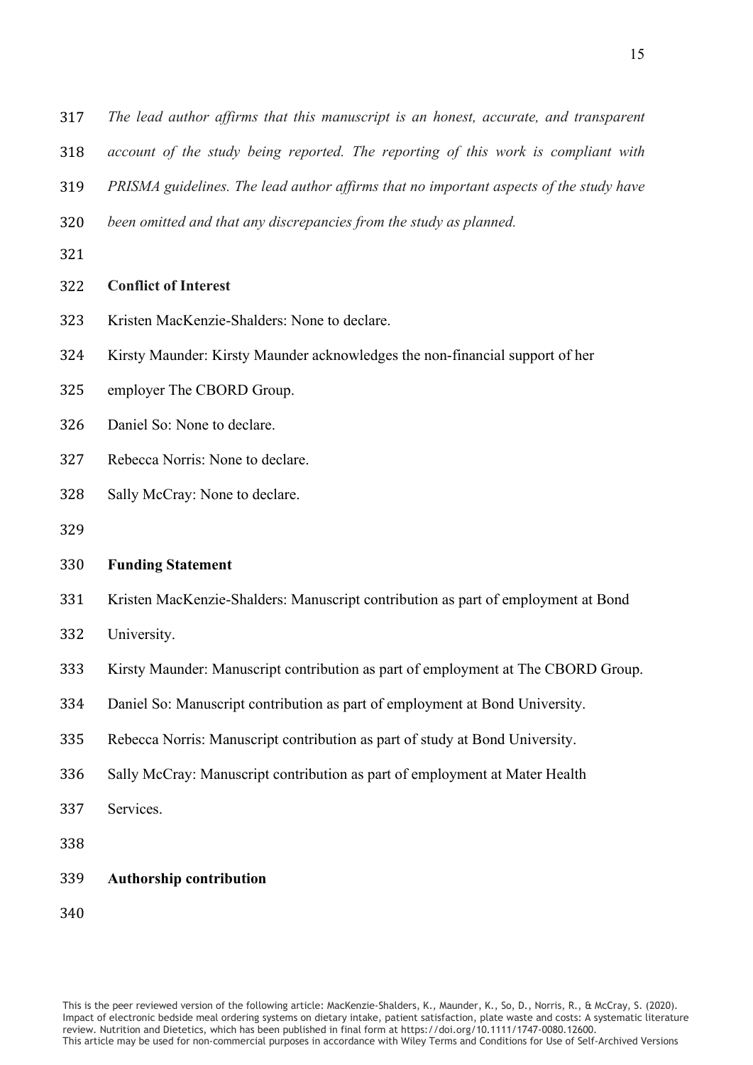*The lead author affirms that this manuscript is an honest, accurate, and transparent account of the study being reported. The reporting of this work is compliant with PRISMA guidelines. The lead author affirms that no important aspects of the study have been omitted and that any discrepancies from the study as planned.*

**Conflict of Interest**

Kristen MacKenzie-Shalders: None to declare.

Kirsty Maunder: Kirsty Maunder acknowledges the non-financial support of her employer The CBORD Group.

Daniel So: None to declare.

Rebecca Norris: None to declare.

Sally McCray: None to declare.

**Funding Statement**

Kristen MacKenzie-Shalders: Manuscript contribution as part of employment at Bond University.

Kirsty Maunder: Manuscript contribution as part of employment at The CBORD Group.

Daniel So: Manuscript contribution as part of employment at Bond University.

Rebecca Norris: Manuscript contribution as part of study at Bond University.

Sally McCray: Manuscript contribution as part of employment at Mater Health Services.

**Authorship contribution**

This is the peer reviewed version of the following article: MacKenzie-Shalders, K., Maunder, K., So, D., Norris, R., & McCray, S. (2020). Impact of electronic bedside meal ordering systems on dietary intake, patient satisfaction, plate waste and costs: A systematic literature review. Nutrition and Dietetics, which has been published in final form at https://doi.org/10.1111/1747-0080.12600.
This article may be used for non-commercial purposes in accordance with Wiley Terms and Conditions for Use of Self-Archived Versions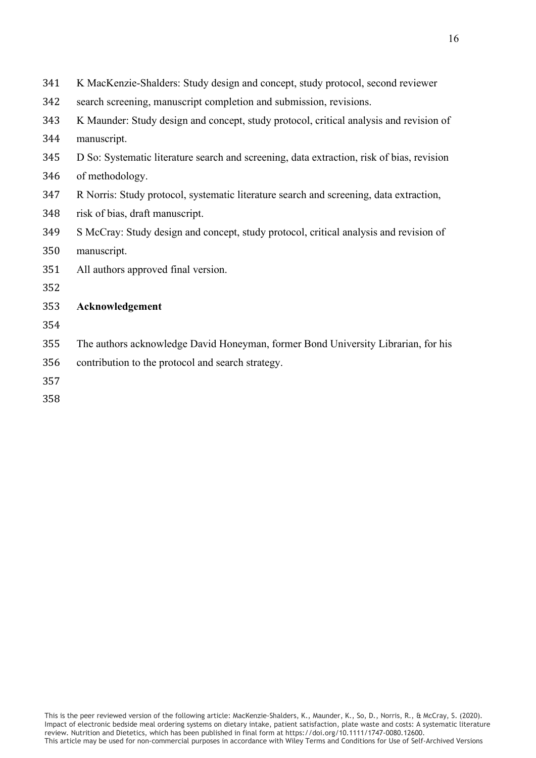K MacKenzie-Shalders: Study design and concept, study protocol, second reviewer search screening, manuscript completion and submission, revisions.

K Maunder: Study design and concept, study protocol, critical analysis and revision of manuscript.

D So: Systematic literature search and screening, data extraction, risk of bias, revision of methodology.

R Norris: Study protocol, systematic literature search and screening, data extraction, risk of bias, draft manuscript.

S McCray: Study design and concept, study protocol, critical analysis and revision of manuscript.

All authors approved final version.

**Acknowledgement**

The authors acknowledge David Honeyman, former Bond University Librarian, for his contribution to the protocol and search strategy.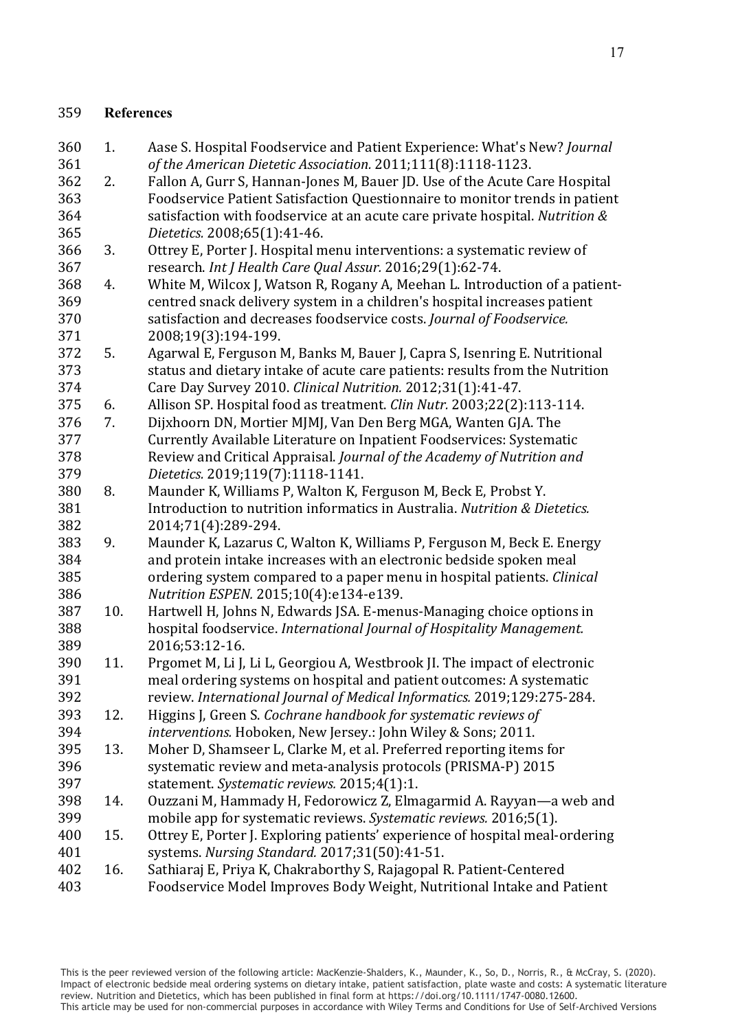## References

1. Aase S. Hospital Foodservice and Patient Experience: What's New? *Journal of the American Dietetic Association.* 2011;111(8):1118-1123.
2. Fallon A, Gurr S, Hannan-Jones M, Bauer JD. Use of the Acute Care Hospital Foodservice Patient Satisfaction Questionnaire to monitor trends in patient satisfaction with foodservice at an acute care private hospital. *Nutrition & Dietetics.* 2008;65(1):41-46.
3. Ottrey E, Porter J. Hospital menu interventions: a systematic review of research. *Int J Health Care Qual Assur.* 2016;29(1):62-74.
4. White M, Wilcox J, Watson R, Rogany A, Meehan L. Introduction of a patient-centred snack delivery system in a children's hospital increases patient satisfaction and decreases foodservice costs. *Journal of Foodservice.* 2008;19(3):194-199.
5. Agarwal E, Ferguson M, Banks M, Bauer J, Capra S, Isenring E. Nutritional status and dietary intake of acute care patients: results from the Nutrition Care Day Survey 2010. *Clinical Nutrition.* 2012;31(1):41-47.
6. Allison SP. Hospital food as treatment. *Clin Nutr.* 2003;22(2):113-114.
7. Dijxhoorn DN, Mortier MJMJ, Van Den Berg MGA, Wanten GJA. The Currently Available Literature on Inpatient Foodservices: Systematic Review and Critical Appraisal. *Journal of the Academy of Nutrition and Dietetics.* 2019;119(7):1118-1141.
8. Maunder K, Williams P, Walton K, Ferguson M, Beck E, Probst Y. Introduction to nutrition informatics in Australia. *Nutrition & Dietetics.* 2014;71(4):289-294.
9. Maunder K, Lazarus C, Walton K, Williams P, Ferguson M, Beck E. Energy and protein intake increases with an electronic bedside spoken meal ordering system compared to a paper menu in hospital patients. *Clinical Nutrition ESPEN.* 2015;10(4):e134-e139.
10. Hartwell H, Johns N, Edwards JSA. E-menus-Managing choice options in hospital foodservice. *International Journal of Hospitality Management.* 2016;53:12-16.
11. Prgomet M, Li J, Li L, Georgiou A, Westbrook JI. The impact of electronic meal ordering systems on hospital and patient outcomes: A systematic review. *International Journal of Medical Informatics.* 2019;129:275-284.
12. Higgins J, Green S. *Cochrane handbook for systematic reviews of interventions.* Hoboken, New Jersey.: John Wiley & Sons; 2011.
13. Moher D, Shamseer L, Clarke M, et al. Preferred reporting items for systematic review and meta-analysis protocols (PRISMA-P) 2015 statement. *Systematic reviews.* 2015;4(1):1.
14. Ouzzani M, Hammady H, Fedorowicz Z, Elmagarmid A. Rayyan—a web and mobile app for systematic reviews. *Systematic reviews.* 2016;5(1).
15. Ottrey E, Porter J. Exploring patients' experience of hospital meal-ordering systems. *Nursing Standard.* 2017;31(50):41-51.
16. Sathiaraj E, Priya K, Chakraborthy S, Rajagopal R. Patient-Centered Foodservice Model Improves Body Weight, Nutritional Intake and Patient

This is the peer reviewed version of the following article: MacKenzie-Shalders, K., Maunder, K., So, D., Norris, R., & McCray, S. (2020). Impact of electronic bedside meal ordering systems on dietary intake, patient satisfaction, plate waste and costs: A systematic literature review. Nutrition and Dietetics, which has been published in final form at https://doi.org/10.1111/1747-0080.12600.
This article may be used for non-commercial purposes in accordance with Wiley Terms and Conditions for Use of Self-Archived Versions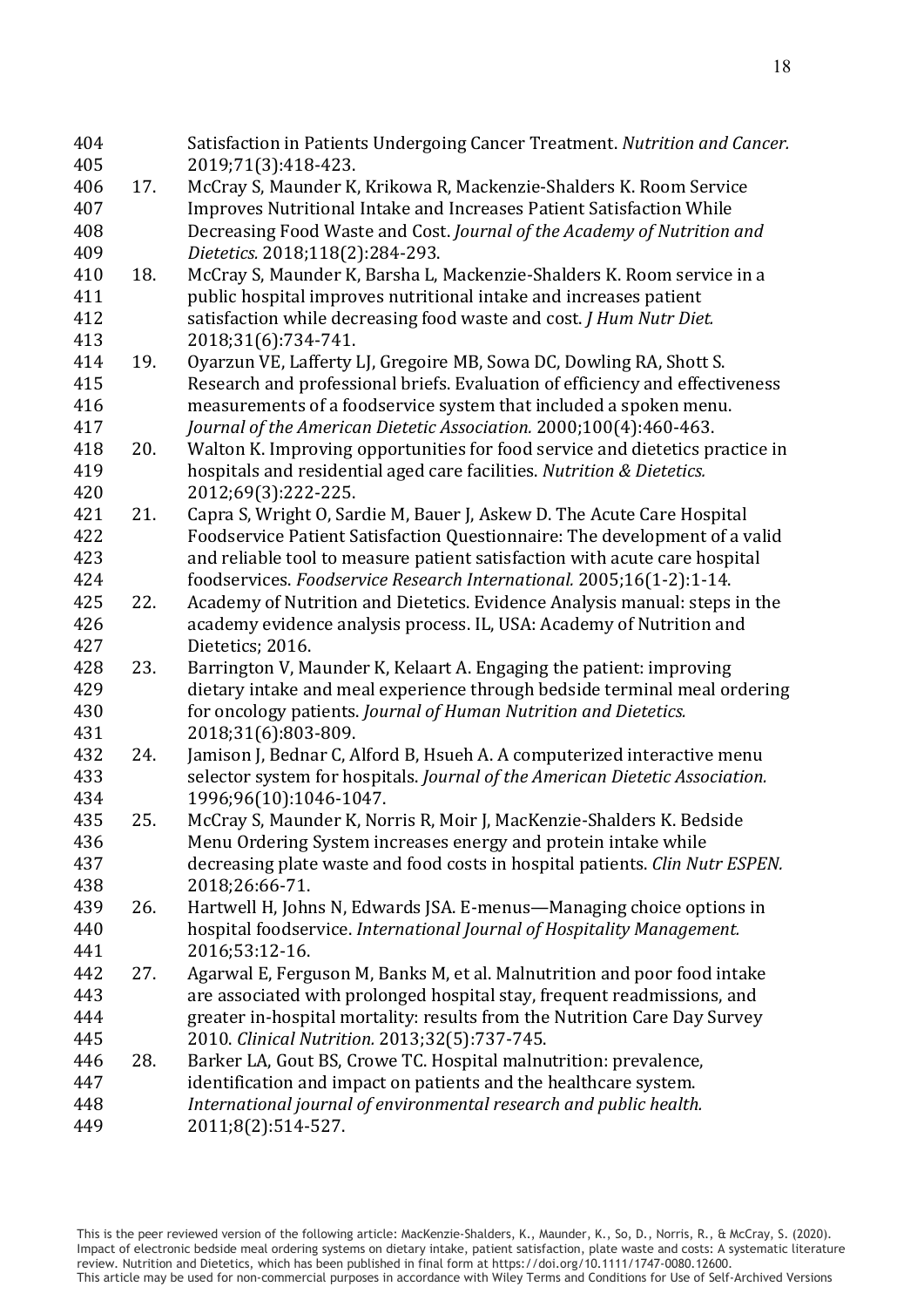Satisfaction in Patients Undergoing Cancer Treatment. *Nutrition and Cancer.* 2019;71(3):418-423.

17. McCray S, Maunder K, Krikowa R, Mackenzie-Shalders K. Room Service Improves Nutritional Intake and Increases Patient Satisfaction While Decreasing Food Waste and Cost. *Journal of the Academy of Nutrition and Dietetics.* 2018;118(2):284-293.
18. McCray S, Maunder K, Barsha L, Mackenzie-Shalders K. Room service in a public hospital improves nutritional intake and increases patient satisfaction while decreasing food waste and cost. *J Hum Nutr Diet.* 2018;31(6):734-741.
19. Oyarzun VE, Lafferty LJ, Gregoire MB, Sowa DC, Dowling RA, Shott S. Research and professional briefs. Evaluation of efficiency and effectiveness measurements of a foodservice system that included a spoken menu. *Journal of the American Dietetic Association.* 2000;100(4):460-463.
20. Walton K. Improving opportunities for food service and dietetics practice in hospitals and residential aged care facilities. *Nutrition & Dietetics.* 2012;69(3):222-225.
21. Capra S, Wright O, Sardie M, Bauer J, Askew D. The Acute Care Hospital Foodservice Patient Satisfaction Questionnaire: The development of a valid and reliable tool to measure patient satisfaction with acute care hospital foodservices. *Foodservice Research International.* 2005;16(1-2):1-14.
22. Academy of Nutrition and Dietetics. Evidence Analysis manual: steps in the academy evidence analysis process. IL, USA: Academy of Nutrition and Dietetics; 2016.
23. Barrington V, Maunder K, Kelaart A. Engaging the patient: improving dietary intake and meal experience through bedside terminal meal ordering for oncology patients. *Journal of Human Nutrition and Dietetics.* 2018;31(6):803-809.
24. Jamison J, Bednar C, Alford B, Hsueh A. A computerized interactive menu selector system for hospitals. *Journal of the American Dietetic Association.* 1996;96(10):1046-1047.
25. McCray S, Maunder K, Norris R, Moir J, MacKenzie-Shalders K. Bedside Menu Ordering System increases energy and protein intake while decreasing plate waste and food costs in hospital patients. *Clin Nutr ESPEN.* 2018;26:66-71.
26. Hartwell H, Johns N, Edwards JSA. E-menus—Managing choice options in hospital foodservice. *International Journal of Hospitality Management.* 2016;53:12-16.
27. Agarwal E, Ferguson M, Banks M, et al. Malnutrition and poor food intake are associated with prolonged hospital stay, frequent readmissions, and greater in-hospital mortality: results from the Nutrition Care Day Survey 2010. *Clinical Nutrition.* 2013;32(5):737-745.
28. Barker LA, Gout BS, Crowe TC. Hospital malnutrition: prevalence, identification and impact on patients and the healthcare system. *International journal of environmental research and public health.* 2011;8(2):514-527.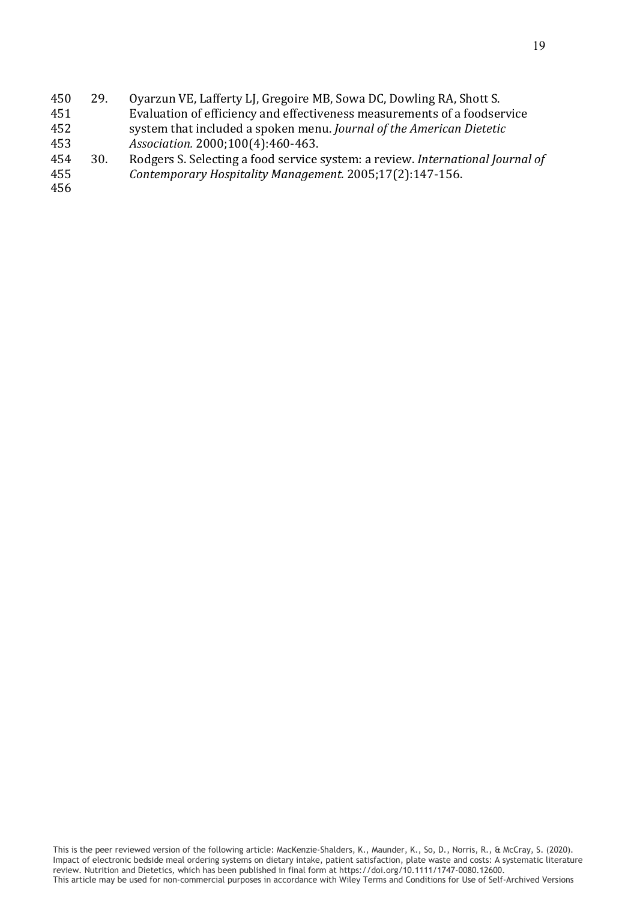29. Oyarzun VE, Lafferty LJ, Gregoire MB, Sowa DC, Dowling RA, Shott S. Evaluation of efficiency and effectiveness measurements of a foodservice system that included a spoken menu. *Journal of the American Dietetic Association.* 2000;100(4):460-463.
30. Rodgers S. Selecting a food service system: a review. *International Journal of Contemporary Hospitality Management.* 2005;17(2):147-156.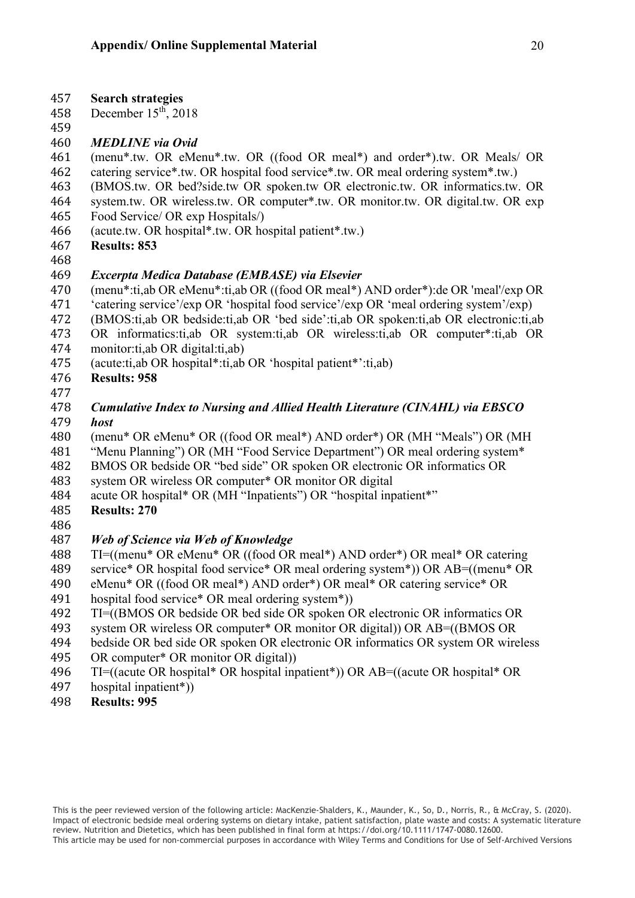**Search strategies**

December 15th, 2018

***MEDLINE via Ovid***

(menu*.tw. OR eMenu*.tw. OR ((food OR meal*) and order*).tw. OR Meals/ OR catering service*.tw. OR hospital food service*.tw. OR meal ordering system*.tw.)

(BMOS.tw. OR bed?side.tw OR spoken.tw OR electronic.tw. OR informatics.tw. OR system.tw. OR wireless.tw. OR computer*.tw. OR monitor.tw. OR digital.tw. OR exp Food Service/ OR exp Hospitals/)

(acute.tw. OR hospital*.tw. OR hospital patient*.tw.)

**Results: 853**

***Excerpta Medica Database (EMBASE) via Elsevier***

(menu*:ti,ab OR eMenu*:ti,ab OR ((food OR meal*) AND order*):de OR 'meal'/exp OR 'catering service'/exp OR 'hospital food service'/exp OR 'meal ordering system'/exp)

(BMOS:ti,ab OR bedside:ti,ab OR 'bed side':ti,ab OR spoken:ti,ab OR electronic:ti,ab OR informatics:ti,ab OR system:ti,ab OR wireless:ti,ab OR computer*:ti,ab OR monitor:ti,ab OR digital:ti,ab)

(acute:ti,ab OR hospital*:ti,ab OR 'hospital patient*':ti,ab)

**Results: 958**

***Cumulative Index to Nursing and Allied Health Literature (CINAHL) via EBSCO host***

(menu* OR eMenu* OR ((food OR meal*) AND order*) OR (MH "Meals") OR (MH "Menu Planning") OR (MH "Food Service Department") OR meal ordering system*

BMOS OR bedside OR "bed side" OR spoken OR electronic OR informatics OR system OR wireless OR computer* OR monitor OR digital

acute OR hospital* OR (MH "Inpatients") OR "hospital inpatient*"

**Results: 270**

***Web of Science via Web of Knowledge***

TI=((menu* OR eMenu* OR ((food OR meal*) AND order*) OR meal* OR catering service* OR hospital food service* OR meal ordering system*)) OR AB=((menu* OR eMenu* OR ((food OR meal*) AND order*) OR meal* OR catering service* OR hospital food service* OR meal ordering system*))

TI=((BMOS OR bedside OR bed side OR spoken OR electronic OR informatics OR system OR wireless OR computer* OR monitor OR digital)) OR AB=((BMOS OR bedside OR bed side OR spoken OR electronic OR informatics OR system OR wireless OR computer* OR monitor OR digital))

TI=((acute OR hospital* OR hospital inpatient*)) OR AB=((acute OR hospital* OR hospital inpatient*))

**Results: 995**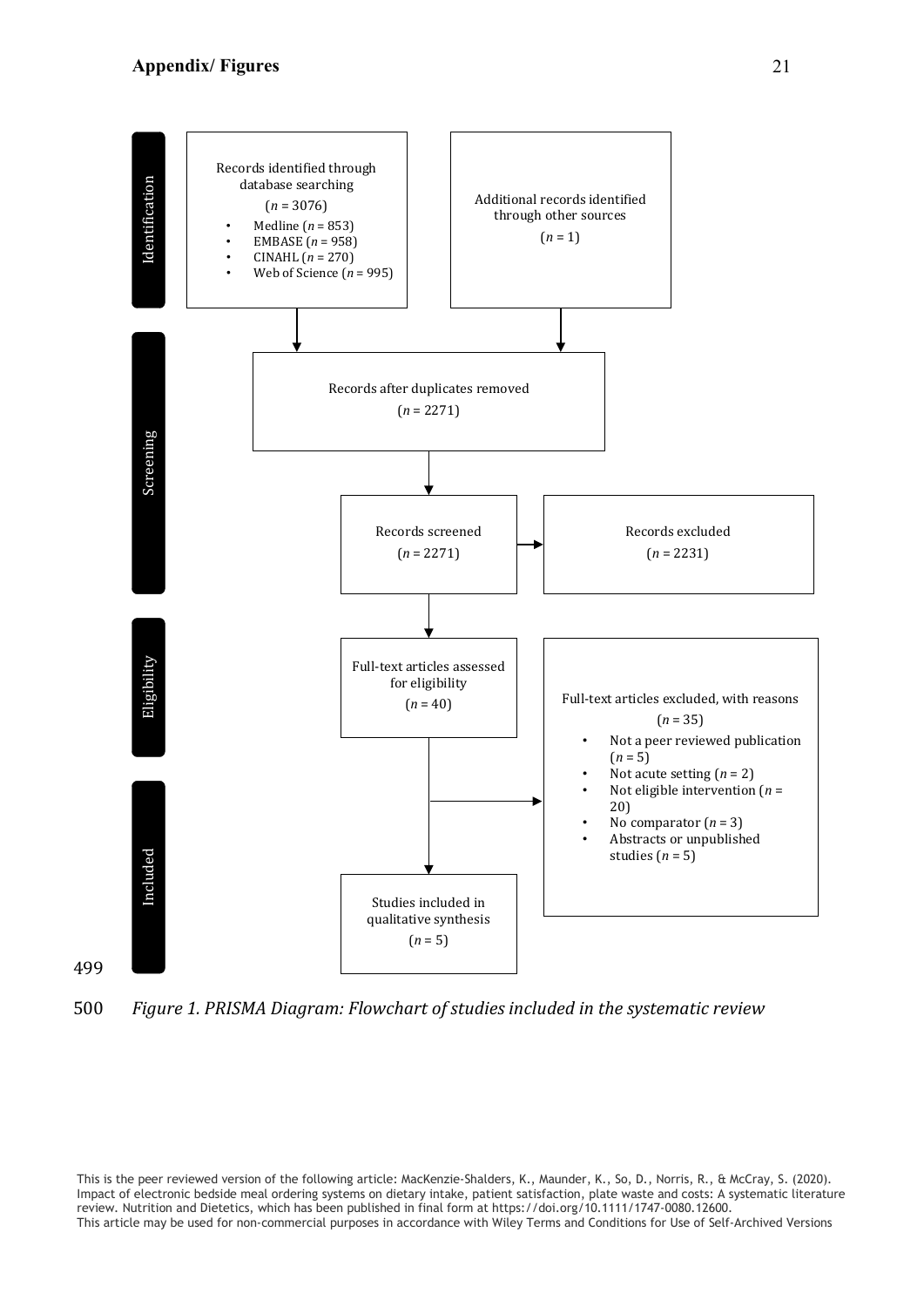## Appendix/ Figures

**Identification**

Records identified through database searching
($n$ = 3076)

- Medline ($n$ = 853)
- EMBASE ($n$ = 958)
- CINAHL ($n$ = 270)
- Web of Science ($n$ = 995)

Additional records identified through other sources
($n$ = 1)

**Screening**

Records after duplicates removed
($n$ = 2271)

Records screened
($n$ = 2271)

Records excluded
($n$ = 2231)

**Eligibility**

Full-text articles assessed for eligibility
($n$ = 40)

Full-text articles excluded, with reasons
($n$ = 35)

- Not a peer reviewed publication ($n$ = 5)
- Not acute setting ($n$ = 2)
- Not eligible intervention ($n$ = 20)
- No comparator ($n$ = 3)
- Abstracts or unpublished studies ($n$ = 5)

**Included**

Studies included in qualitative synthesis
($n$ = 5)

499

500 *Figure 1. PRISMA Diagram: Flowchart of studies included in the systematic review*

This is the peer reviewed version of the following article: MacKenzie-Shalders, K., Maunder, K., So, D., Norris, R., & McCray, S. (2020). Impact of electronic bedside meal ordering systems on dietary intake, patient satisfaction, plate waste and costs: A systematic literature review. Nutrition and Dietetics, which has been published in final form at https://doi.org/10.1111/1747-0080.12600.
This article may be used for non-commercial purposes in accordance with Wiley Terms and Conditions for Use of Self-Archived Versions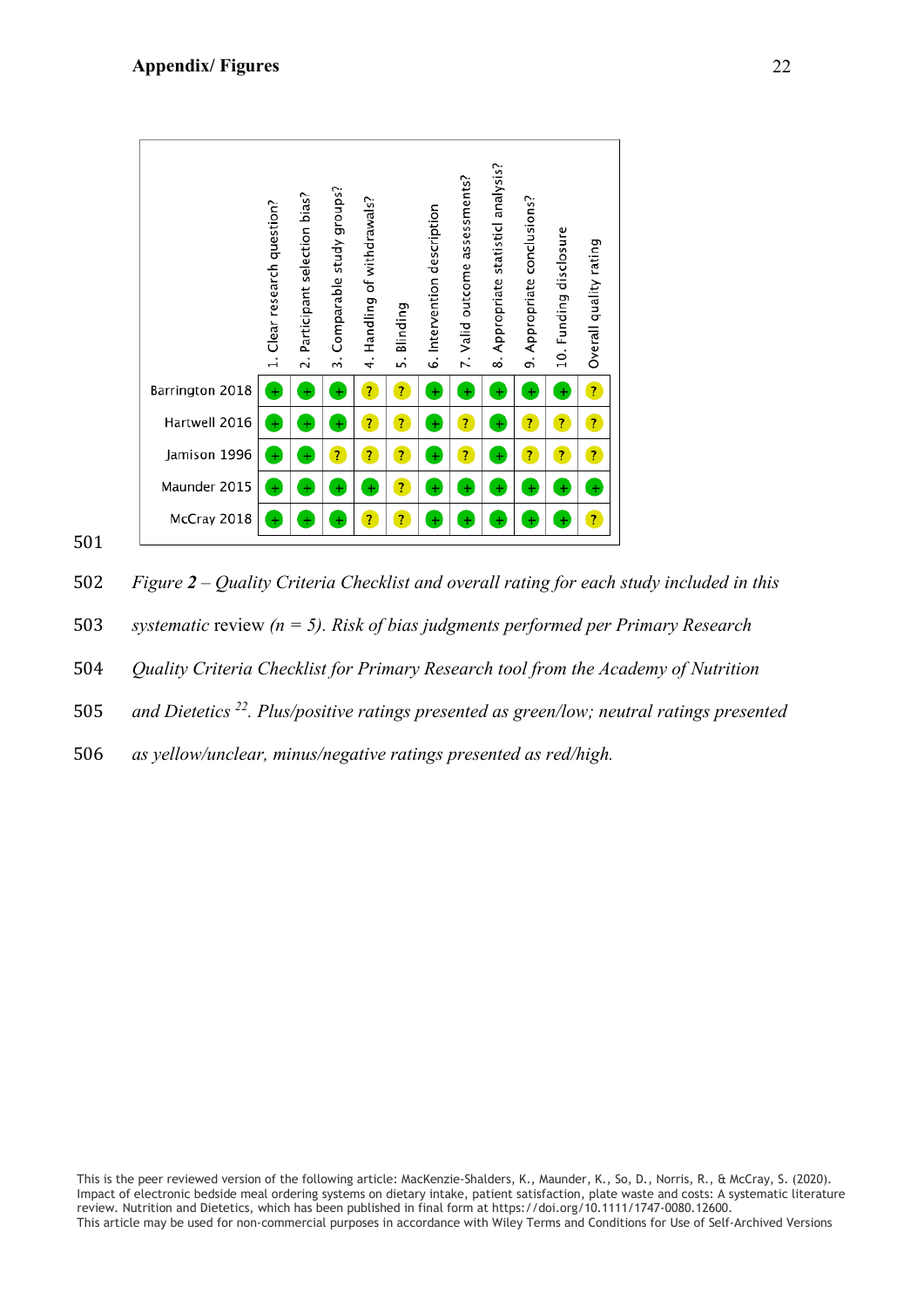## Appendix/ Figures

| | 1. Clear research question? | 2. Participant selection bias? | 3. Comparable study groups? | 4. Handling of withdrawals? | 5. Blinding | 6. Intervention description | 7. Valid outcome assessments? | 8. Appropriate statisticl analysis? | 9. Appropriate conclusions? | 10. Funding disclosure | Overall quality rating |
|---|---|---|---|---|---|---|---|---|---|---|---|
| Barrington 2018 | + | + | + | ? | ? | + | + | + | + | + | ? |
| Hartwell 2016 | + | + | + | ? | ? | + | ? | + | ? | ? | ? |
| Jamison 1996 | + | + | ? | ? | ? | + | ? | + | ? | ? | ? |
| Maunder 2015 | + | + | + | + | ? | + | + | + | + | + | + |
| McCray 2018 | + | + | + | ? | ? | + | + | + | + | + | ? |

*Figure **2** – Quality Criteria Checklist and overall rating for each study included in this systematic* review *(n = 5). Risk of bias judgments performed per Primary Research Quality Criteria Checklist for Primary Research tool from the Academy of Nutrition and Dietetics [22]. Plus/positive ratings presented as green/low; neutral ratings presented as yellow/unclear, minus/negative ratings presented as red/high.*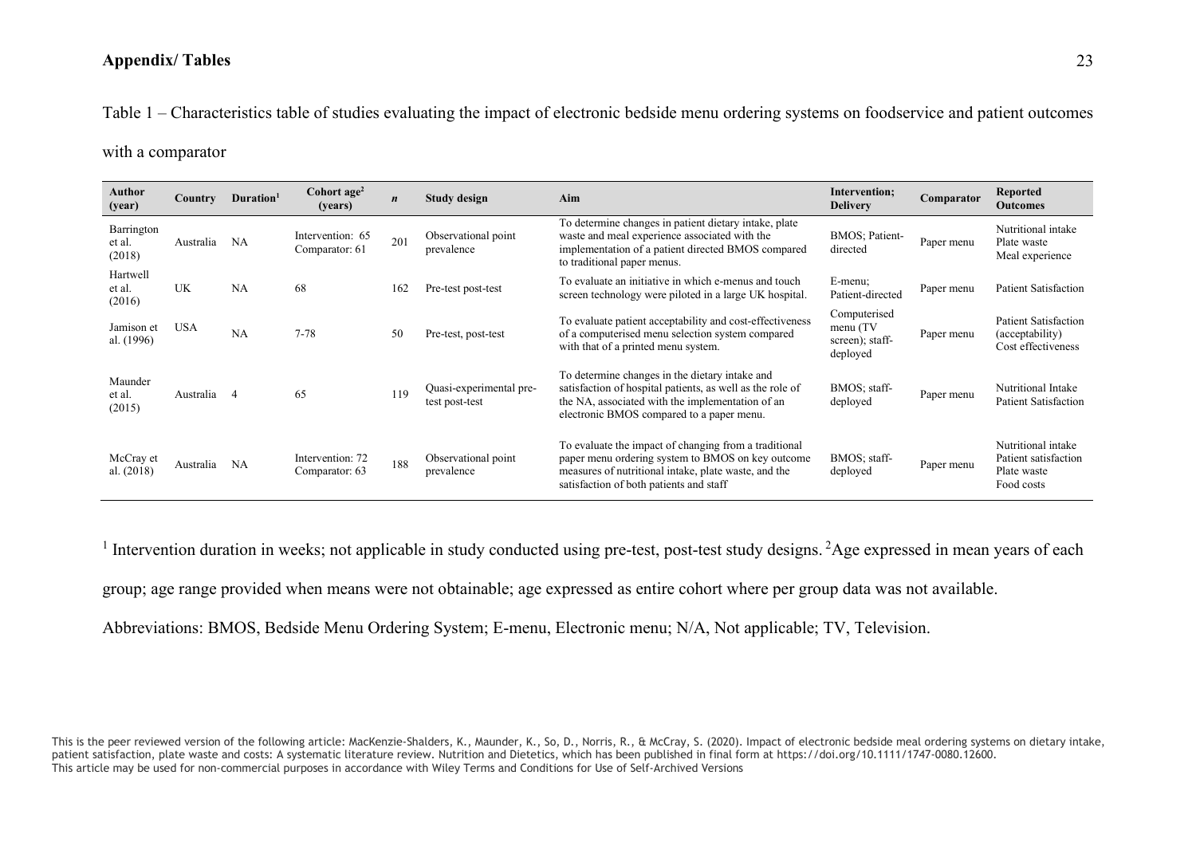## Appendix/ Tables

Table 1 – Characteristics table of studies evaluating the impact of electronic bedside menu ordering systems on foodservice and patient outcomes with a comparator

| Author (year) | Country | Duration[1] | Cohort age[2] (years) | *n* | Study design | Aim | Intervention; Delivery | Comparator | Reported Outcomes |
|---|---|---|---|---|---|---|---|---|---|
| Barrington et al. (2018) | Australia | NA | Intervention: 65 Comparator: 61 | 201 | Observational point prevalence | To determine changes in patient dietary intake, plate waste and meal experience associated with the implementation of a patient directed BMOS compared to traditional paper menus. | BMOS; Patient-directed | Paper menu | Nutritional intake Plate waste Meal experience |
| Hartwell et al. (2016) | UK | NA | 68 | 162 | Pre-test post-test | To evaluate an initiative in which e-menus and touch screen technology were piloted in a large UK hospital. | E-menu; Patient-directed | Paper menu | Patient Satisfaction |
| Jamison et al. (1996) | USA | NA | 7-78 | 50 | Pre-test, post-test | To evaluate patient acceptability and cost-effectiveness of a computerised menu selection system compared with that of a printed menu system. | Computerised menu (TV screen); staff-deployed | Paper menu | Patient Satisfaction (acceptability) Cost effectiveness |
| Maunder et al. (2015) | Australia | 4 | 65 | 119 | Quasi-experimental pre-test post-test | To determine changes in the dietary intake and satisfaction of hospital patients, as well as the role of the NA, associated with the implementation of an electronic BMOS compared to a paper menu. | BMOS; staff-deployed | Paper menu | Nutritional Intake Patient Satisfaction |
| McCray et al. (2018) | Australia | NA | Intervention: 72 Comparator: 63 | 188 | Observational point prevalence | To evaluate the impact of changing from a traditional paper menu ordering system to BMOS on key outcome measures of nutritional intake, plate waste, and the satisfaction of both patients and staff | BMOS; staff-deployed | Paper menu | Nutritional intake Patient satisfaction Plate waste Food costs |

[1] Intervention duration in weeks; not applicable in study conducted using pre-test, post-test study designs. [2]Age expressed in mean years of each group; age range provided when means were not obtainable; age expressed as entire cohort where per group data was not available.

Abbreviations: BMOS, Bedside Menu Ordering System; E-menu, Electronic menu; N/A, Not applicable; TV, Television.

This is the peer reviewed version of the following article: MacKenzie-Shalders, K., Maunder, K., So, D., Norris, R., & McCray, S. (2020). Impact of electronic bedside meal ordering systems on dietary intake, patient satisfaction, plate waste and costs: A systematic literature review. Nutrition and Dietetics, which has been published in final form at https://doi.org/10.1111/1747-0080.12600.
This article may be used for non-commercial purposes in accordance with Wiley Terms and Conditions for Use of Self-Archived Versions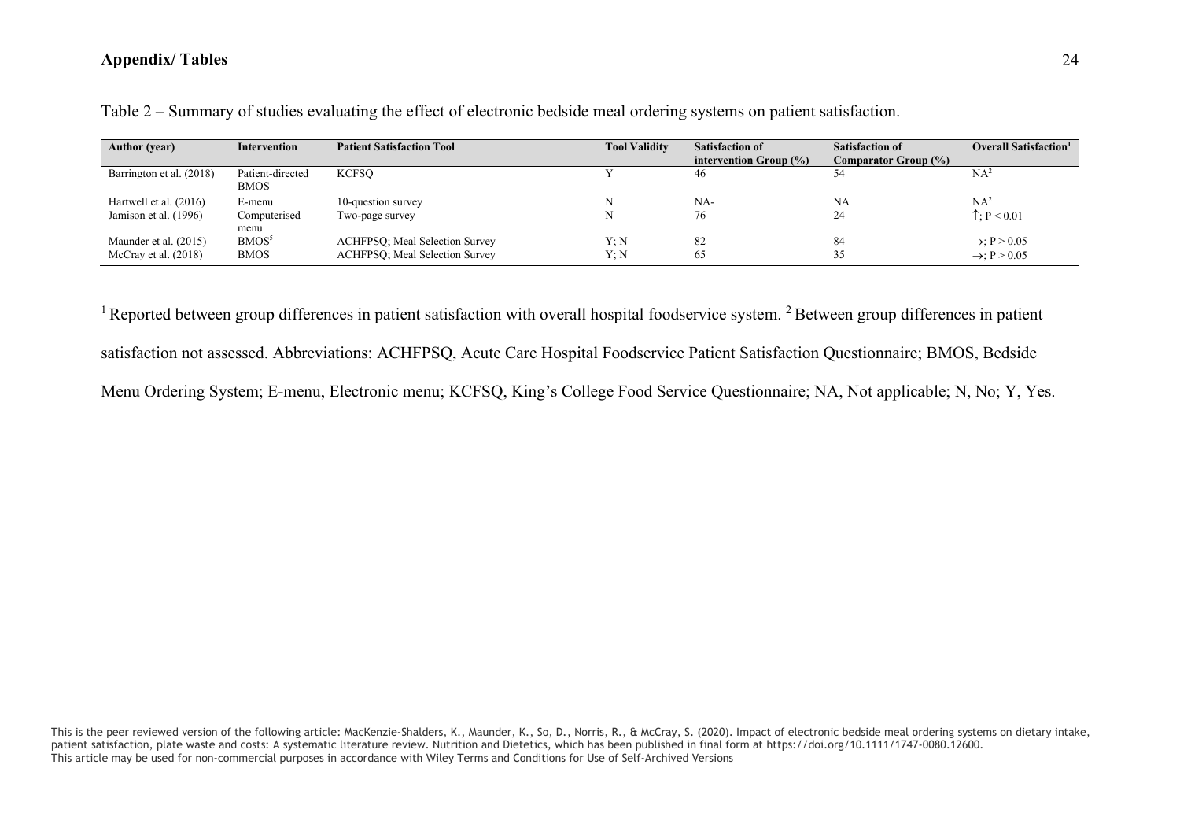## Appendix/ Tables

Table 2 – Summary of studies evaluating the effect of electronic bedside meal ordering systems on patient satisfaction.

| Author (year) | Intervention | Patient Satisfaction Tool | Tool Validity | Satisfaction of intervention Group (%) | Satisfaction of Comparator Group (%) | Overall Satisfaction[1] |
|---|---|---|---|---|---|---|
| Barrington et al. (2018) | Patient-directed BMOS | KCFSQ | Y | 46 | 54 | NA[2] |
| Hartwell et al. (2016) | E-menu | 10-question survey | N | NA- | NA | NA[2] |
| Jamison et al. (1996) | Computerised menu | Two-page survey | N | 76 | 24 | ↑; $P < 0.01$ |
| Maunder et al. (2015) | BMOS[5] | ACHFPSQ; Meal Selection Survey | Y; N | 82 | 84 | →; $P > 0.05$ |
| McCray et al. (2018) | BMOS | ACHFPSQ; Meal Selection Survey | Y; N | 65 | 35 | →; $P > 0.05$ |

[1] Reported between group differences in patient satisfaction with overall hospital foodservice system. [2] Between group differences in patient satisfaction not assessed. Abbreviations: ACHFPSQ, Acute Care Hospital Foodservice Patient Satisfaction Questionnaire; BMOS, Bedside Menu Ordering System; E-menu, Electronic menu; KCFSQ, King's College Food Service Questionnaire; NA, Not applicable; N, No; Y, Yes.

This is the peer reviewed version of the following article: MacKenzie-Shalders, K., Maunder, K., So, D., Norris, R., & McCray, S. (2020). Impact of electronic bedside meal ordering systems on dietary intake, patient satisfaction, plate waste and costs: A systematic literature review. Nutrition and Dietetics, which has been published in final form at https://doi.org/10.1111/1747-0080.12600.
This article may be used for non-commercial purposes in accordance with Wiley Terms and Conditions for Use of Self-Archived Versions